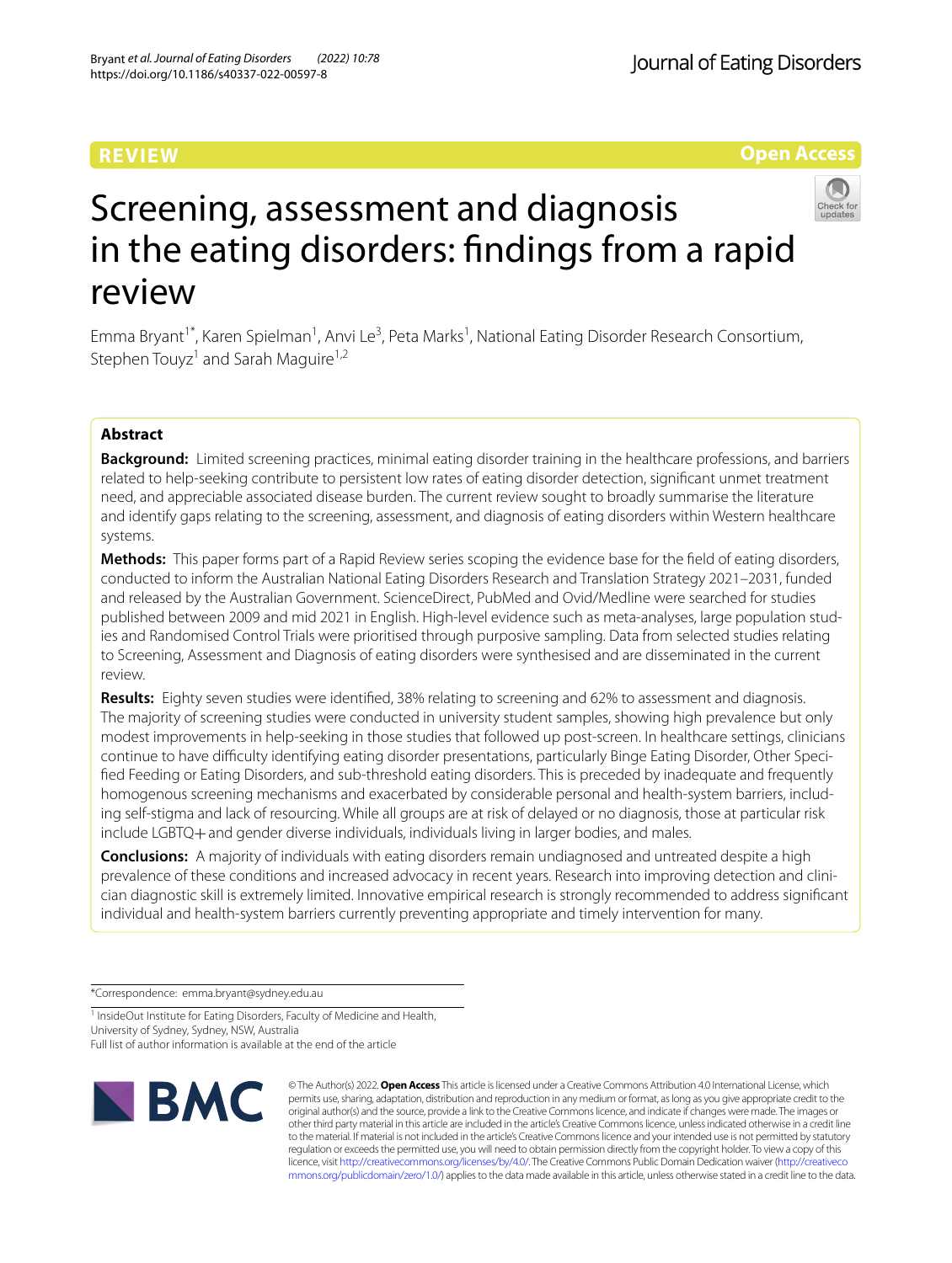REVIEW

Open Access

# Screening, assessment and diagnosis in the eating disorders: findings from a rapid review

Emma Bryant[1*], Karen Spielman[1], Anvi Le[3], Peta Marks[1], National Eating Disorder Research Consortium, Stephen Touyz[1] and Sarah Maguire[1,2]

## Abstract

**Background:** Limited screening practices, minimal eating disorder training in the healthcare professions, and barriers related to help-seeking contribute to persistent low rates of eating disorder detection, significant unmet treatment need, and appreciable associated disease burden. The current review sought to broadly summarise the literature and identify gaps relating to the screening, assessment, and diagnosis of eating disorders within Western healthcare systems.

**Methods:** This paper forms part of a Rapid Review series scoping the evidence base for the field of eating disorders, conducted to inform the Australian National Eating Disorders Research and Translation Strategy 2021–2031, funded and released by the Australian Government. ScienceDirect, PubMed and Ovid/Medline were searched for studies published between 2009 and mid 2021 in English. High-level evidence such as meta-analyses, large population studies and Randomised Control Trials were prioritised through purposive sampling. Data from selected studies relating to Screening, Assessment and Diagnosis of eating disorders were synthesised and are disseminated in the current review.

**Results:** Eighty seven studies were identified, 38% relating to screening and 62% to assessment and diagnosis. The majority of screening studies were conducted in university student samples, showing high prevalence but only modest improvements in help-seeking in those studies that followed up post-screen. In healthcare settings, clinicians continue to have difficulty identifying eating disorder presentations, particularly Binge Eating Disorder, Other Specified Feeding or Eating Disorders, and sub-threshold eating disorders. This is preceded by inadequate and frequently homogenous screening mechanisms and exacerbated by considerable personal and health-system barriers, including self-stigma and lack of resourcing. While all groups are at risk of delayed or no diagnosis, those at particular risk include LGBTQ+ and gender diverse individuals, individuals living in larger bodies, and males.

**Conclusions:** A majority of individuals with eating disorders remain undiagnosed and untreated despite a high prevalence of these conditions and increased advocacy in recent years. Research into improving detection and clinician diagnostic skill is extremely limited. Innovative empirical research is strongly recommended to address significant individual and health-system barriers currently preventing appropriate and timely intervention for many.

*Correspondence: emma.bryant@sydney.edu.au

[1] InsideOut Institute for Eating Disorders, Faculty of Medicine and Health, University of Sydney, Sydney, NSW, Australia

Full list of author information is available at the end of the article

© The Author(s) 2022. **Open Access** This article is licensed under a Creative Commons Attribution 4.0 International License, which permits use, sharing, adaptation, distribution and reproduction in any medium or format, as long as you give appropriate credit to the original author(s) and the source, provide a link to the Creative Commons licence, and indicate if changes were made. The images or other third party material in this article are included in the article's Creative Commons licence, unless indicated otherwise in a credit line to the material. If material is not included in the article's Creative Commons licence and your intended use is not permitted by statutory regulation or exceeds the permitted use, you will need to obtain permission directly from the copyright holder. To view a copy of this licence, visit http://creativecommons.org/licenses/by/4.0/. The Creative Commons Public Domain Dedication waiver (http://creativecommons.org/publicdomain/zero/1.0/) applies to the data made available in this article, unless otherwise stated in a credit line to the data.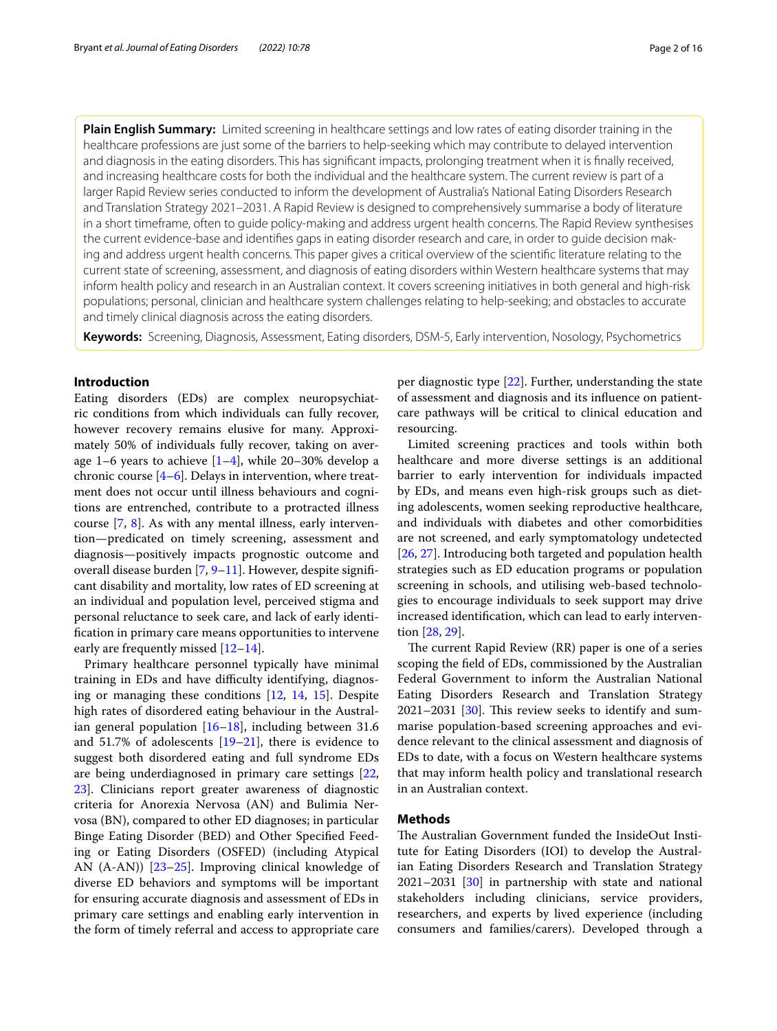**Plain English Summary:** Limited screening in healthcare settings and low rates of eating disorder training in the healthcare professions are just some of the barriers to help-seeking which may contribute to delayed intervention and diagnosis in the eating disorders. This has significant impacts, prolonging treatment when it is finally received, and increasing healthcare costs for both the individual and the healthcare system. The current review is part of a larger Rapid Review series conducted to inform the development of Australia's National Eating Disorders Research and Translation Strategy 2021–2031. A Rapid Review is designed to comprehensively summarise a body of literature in a short timeframe, often to guide policy-making and address urgent health concerns. The Rapid Review synthesises the current evidence-base and identifies gaps in eating disorder research and care, in order to guide decision making and address urgent health concerns. This paper gives a critical overview of the scientific literature relating to the current state of screening, assessment, and diagnosis of eating disorders within Western healthcare systems that may inform health policy and research in an Australian context. It covers screening initiatives in both general and high-risk populations; personal, clinician and healthcare system challenges relating to help-seeking; and obstacles to accurate and timely clinical diagnosis across the eating disorders.

**Keywords:** Screening, Diagnosis, Assessment, Eating disorders, DSM-5, Early intervention, Nosology, Psychometrics

## Introduction

Eating disorders (EDs) are complex neuropsychiatric conditions from which individuals can fully recover, however recovery remains elusive for many. Approximately 50% of individuals fully recover, taking on average 1–6 years to achieve [1–4], while 20–30% develop a chronic course [4–6]. Delays in intervention, where treatment does not occur until illness behaviours and cognitions are entrenched, contribute to a protracted illness course [7, 8]. As with any mental illness, early intervention—predicated on timely screening, assessment and diagnosis—positively impacts prognostic outcome and overall disease burden [7, 9–11]. However, despite significant disability and mortality, low rates of ED screening at an individual and population level, perceived stigma and personal reluctance to seek care, and lack of early identification in primary care means opportunities to intervene early are frequently missed [12–14].

Primary healthcare personnel typically have minimal training in EDs and have difficulty identifying, diagnosing or managing these conditions [12, 14, 15]. Despite high rates of disordered eating behaviour in the Australian general population [16–18], including between 31.6 and 51.7% of adolescents [19–21], there is evidence to suggest both disordered eating and full syndrome EDs are being underdiagnosed in primary care settings [22, 23]. Clinicians report greater awareness of diagnostic criteria for Anorexia Nervosa (AN) and Bulimia Nervosa (BN), compared to other ED diagnoses; in particular Binge Eating Disorder (BED) and Other Specified Feeding or Eating Disorders (OSFED) (including Atypical AN (A-AN)) [23–25]. Improving clinical knowledge of diverse ED behaviors and symptoms will be important for ensuring accurate diagnosis and assessment of EDs in primary care settings and enabling early intervention in the form of timely referral and access to appropriate care per diagnostic type [22]. Further, understanding the state of assessment and diagnosis and its influence on patient-care pathways will be critical to clinical education and resourcing.

Limited screening practices and tools within both healthcare and more diverse settings is an additional barrier to early intervention for individuals impacted by EDs, and means even high-risk groups such as dieting adolescents, women seeking reproductive healthcare, and individuals with diabetes and other comorbidities are not screened, and early symptomatology undetected [26, 27]. Introducing both targeted and population health strategies such as ED education programs or population screening in schools, and utilising web-based technologies to encourage individuals to seek support may drive increased identification, which can lead to early intervention [28, 29].

The current Rapid Review (RR) paper is one of a series scoping the field of EDs, commissioned by the Australian Federal Government to inform the Australian National Eating Disorders Research and Translation Strategy 2021–2031 [30]. This review seeks to identify and summarise population-based screening approaches and evidence relevant to the clinical assessment and diagnosis of EDs to date, with a focus on Western healthcare systems that may inform health policy and translational research in an Australian context.

## Methods

The Australian Government funded the InsideOut Institute for Eating Disorders (IOI) to develop the Australian Eating Disorders Research and Translation Strategy 2021–2031 [30] in partnership with state and national stakeholders including clinicians, service providers, researchers, and experts by lived experience (including consumers and families/carers). Developed through a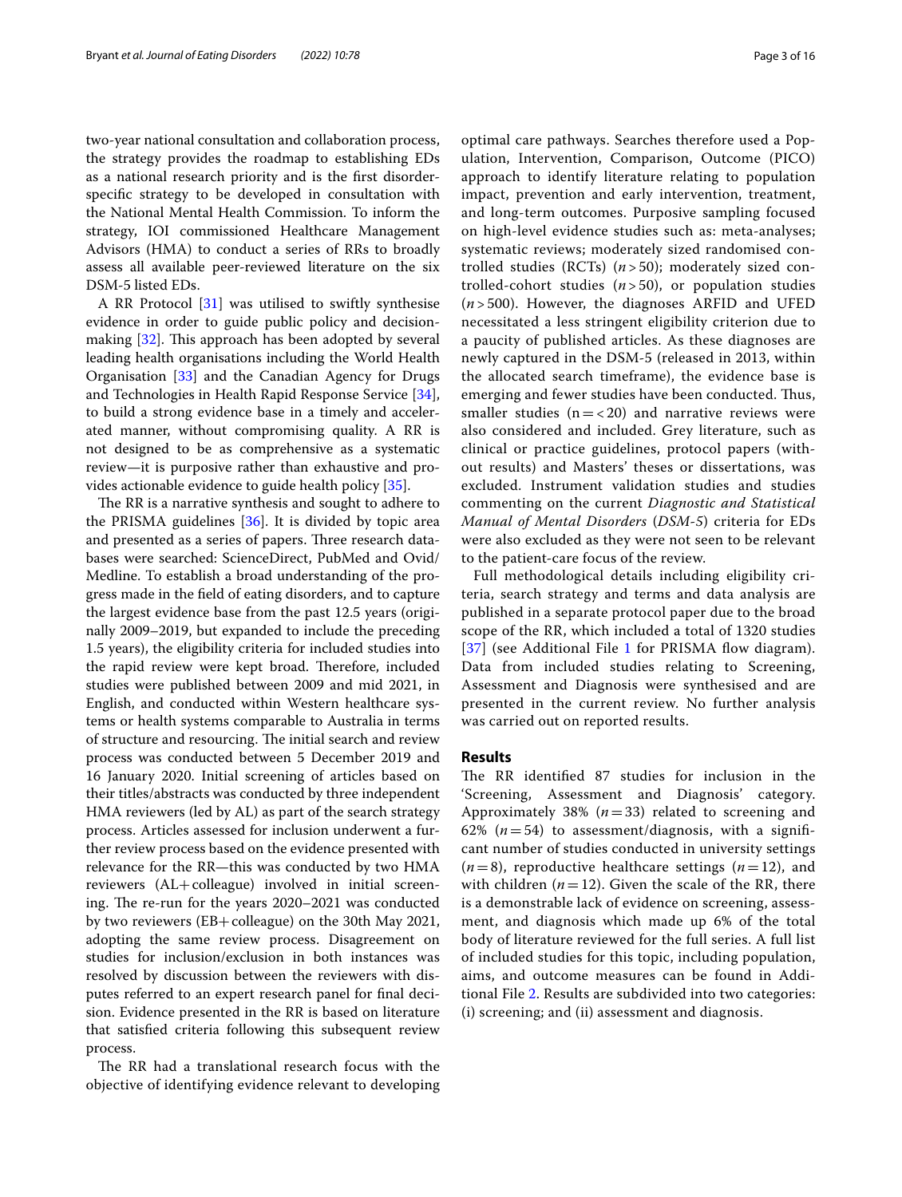two-year national consultation and collaboration process, the strategy provides the roadmap to establishing EDs as a national research priority and is the first disorder-specific strategy to be developed in consultation with the National Mental Health Commission. To inform the strategy, IOI commissioned Healthcare Management Advisors (HMA) to conduct a series of RRs to broadly assess all available peer-reviewed literature on the six DSM-5 listed EDs.

A RR Protocol [31] was utilised to swiftly synthesise evidence in order to guide public policy and decision-making [32]. This approach has been adopted by several leading health organisations including the World Health Organisation [33] and the Canadian Agency for Drugs and Technologies in Health Rapid Response Service [34], to build a strong evidence base in a timely and accelerated manner, without compromising quality. A RR is not designed to be as comprehensive as a systematic review—it is purposive rather than exhaustive and provides actionable evidence to guide health policy [35].

The RR is a narrative synthesis and sought to adhere to the PRISMA guidelines [36]. It is divided by topic area and presented as a series of papers. Three research databases were searched: ScienceDirect, PubMed and Ovid/Medline. To establish a broad understanding of the progress made in the field of eating disorders, and to capture the largest evidence base from the past 12.5 years (originally 2009–2019, but expanded to include the preceding 1.5 years), the eligibility criteria for included studies into the rapid review were kept broad. Therefore, included studies were published between 2009 and mid 2021, in English, and conducted within Western healthcare systems or health systems comparable to Australia in terms of structure and resourcing. The initial search and review process was conducted between 5 December 2019 and 16 January 2020. Initial screening of articles based on their titles/abstracts was conducted by three independent HMA reviewers (led by AL) as part of the search strategy process. Articles assessed for inclusion underwent a further review process based on the evidence presented with relevance for the RR—this was conducted by two HMA reviewers (AL+colleague) involved in initial screening. The re-run for the years 2020–2021 was conducted by two reviewers (EB+colleague) on the 30th May 2021, adopting the same review process. Disagreement on studies for inclusion/exclusion in both instances was resolved by discussion between the reviewers with disputes referred to an expert research panel for final decision. Evidence presented in the RR is based on literature that satisfied criteria following this subsequent review process.

The RR had a translational research focus with the objective of identifying evidence relevant to developing optimal care pathways. Searches therefore used a Population, Intervention, Comparison, Outcome (PICO) approach to identify literature relating to population impact, prevention and early intervention, treatment, and long-term outcomes. Purposive sampling focused on high-level evidence studies such as: meta-analyses; systematic reviews; moderately sized randomised controlled studies (RCTs) ($n>50$); moderately sized controlled-cohort studies ($n>50$), or population studies ($n>500$). However, the diagnoses ARFID and UFED necessitated a less stringent eligibility criterion due to a paucity of published articles. As these diagnoses are newly captured in the DSM-5 (released in 2013, within the allocated search timeframe), the evidence base is emerging and fewer studies have been conducted. Thus, smaller studies ($n=<20$) and narrative reviews were also considered and included. Grey literature, such as clinical or practice guidelines, protocol papers (without results) and Masters' theses or dissertations, was excluded. Instrument validation studies and studies commenting on the current *Diagnostic and Statistical Manual of Mental Disorders* (*DSM-5*) criteria for EDs were also excluded as they were not seen to be relevant to the patient-care focus of the review.

Full methodological details including eligibility criteria, search strategy and terms and data analysis are published in a separate protocol paper due to the broad scope of the RR, which included a total of 1320 studies [37] (see Additional File 1 for PRISMA flow diagram). Data from included studies relating to Screening, Assessment and Diagnosis were synthesised and are presented in the current review. No further analysis was carried out on reported results.

## Results

The RR identified 87 studies for inclusion in the 'Screening, Assessment and Diagnosis' category. Approximately 38% ($n=33$) related to screening and 62% ($n=54$) to assessment/diagnosis, with a significant number of studies conducted in university settings ($n=8$), reproductive healthcare settings ($n=12$), and with children ($n=12$). Given the scale of the RR, there is a demonstrable lack of evidence on screening, assessment, and diagnosis which made up 6% of the total body of literature reviewed for the full series. A full list of included studies for this topic, including population, aims, and outcome measures can be found in Additional File 2. Results are subdivided into two categories: (i) screening; and (ii) assessment and diagnosis.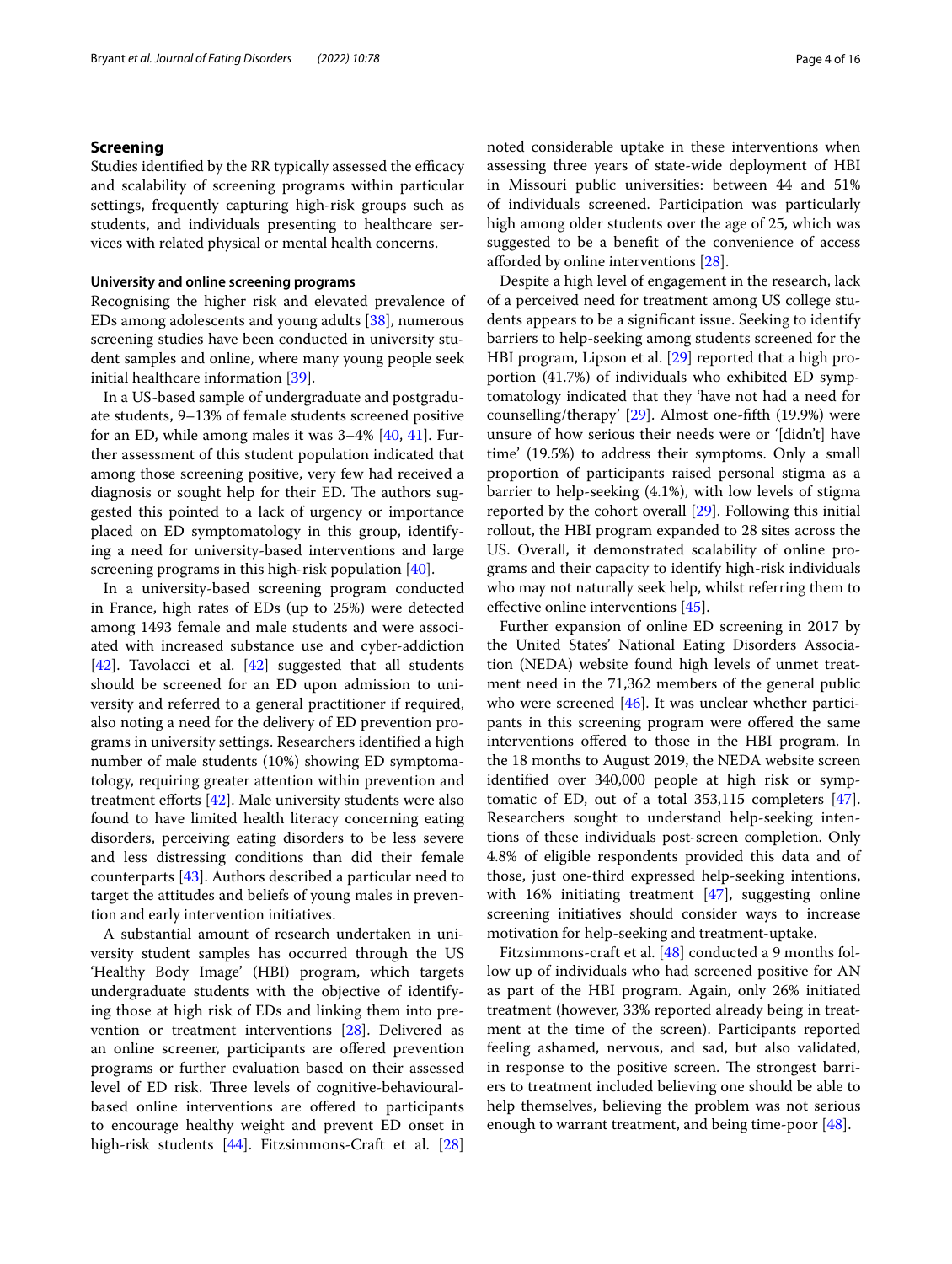## Screening

Studies identified by the RR typically assessed the efficacy and scalability of screening programs within particular settings, frequently capturing high-risk groups such as students, and individuals presenting to healthcare services with related physical or mental health concerns.

### University and online screening programs

Recognising the higher risk and elevated prevalence of EDs among adolescents and young adults [38], numerous screening studies have been conducted in university student samples and online, where many young people seek initial healthcare information [39].

In a US-based sample of undergraduate and postgraduate students, 9–13% of female students screened positive for an ED, while among males it was 3–4% [40, 41]. Further assessment of this student population indicated that among those screening positive, very few had received a diagnosis or sought help for their ED. The authors suggested this pointed to a lack of urgency or importance placed on ED symptomatology in this group, identifying a need for university-based interventions and large screening programs in this high-risk population [40].

In a university-based screening program conducted in France, high rates of EDs (up to 25%) were detected among 1493 female and male students and were associated with increased substance use and cyber-addiction [42]. Tavolacci et al. [42] suggested that all students should be screened for an ED upon admission to university and referred to a general practitioner if required, also noting a need for the delivery of ED prevention programs in university settings. Researchers identified a high number of male students (10%) showing ED symptomatology, requiring greater attention within prevention and treatment efforts [42]. Male university students were also found to have limited health literacy concerning eating disorders, perceiving eating disorders to be less severe and less distressing conditions than did their female counterparts [43]. Authors described a particular need to target the attitudes and beliefs of young males in prevention and early intervention initiatives.

A substantial amount of research undertaken in university student samples has occurred through the US 'Healthy Body Image' (HBI) program, which targets undergraduate students with the objective of identifying those at high risk of EDs and linking them into prevention or treatment interventions [28]. Delivered as an online screener, participants are offered prevention programs or further evaluation based on their assessed level of ED risk. Three levels of cognitive-behavioural-based online interventions are offered to participants to encourage healthy weight and prevent ED onset in high-risk students [44]. Fitzsimmons-Craft et al. [28] noted considerable uptake in these interventions when assessing three years of state-wide deployment of HBI in Missouri public universities: between 44 and 51% of individuals screened. Participation was particularly high among older students over the age of 25, which was suggested to be a benefit of the convenience of access afforded by online interventions [28].

Despite a high level of engagement in the research, lack of a perceived need for treatment among US college students appears to be a significant issue. Seeking to identify barriers to help-seeking among students screened for the HBI program, Lipson et al. [29] reported that a high proportion (41.7%) of individuals who exhibited ED symptomatology indicated that they 'have not had a need for counselling/therapy' [29]. Almost one-fifth (19.9%) were unsure of how serious their needs were or '[didn't] have time' (19.5%) to address their symptoms. Only a small proportion of participants raised personal stigma as a barrier to help-seeking (4.1%), with low levels of stigma reported by the cohort overall [29]. Following this initial rollout, the HBI program expanded to 28 sites across the US. Overall, it demonstrated scalability of online programs and their capacity to identify high-risk individuals who may not naturally seek help, whilst referring them to effective online interventions [45].

Further expansion of online ED screening in 2017 by the United States' National Eating Disorders Association (NEDA) website found high levels of unmet treatment need in the 71,362 members of the general public who were screened [46]. It was unclear whether participants in this screening program were offered the same interventions offered to those in the HBI program. In the 18 months to August 2019, the NEDA website screen identified over 340,000 people at high risk or symptomatic of ED, out of a total 353,115 completers [47]. Researchers sought to understand help-seeking intentions of these individuals post-screen completion. Only 4.8% of eligible respondents provided this data and of those, just one-third expressed help-seeking intentions, with 16% initiating treatment [47], suggesting online screening initiatives should consider ways to increase motivation for help-seeking and treatment-uptake.

Fitzsimmons-craft et al. [48] conducted a 9 months follow up of individuals who had screened positive for AN as part of the HBI program. Again, only 26% initiated treatment (however, 33% reported already being in treatment at the time of the screen). Participants reported feeling ashamed, nervous, and sad, but also validated, in response to the positive screen. The strongest barriers to treatment included believing one should be able to help themselves, believing the problem was not serious enough to warrant treatment, and being time-poor [48].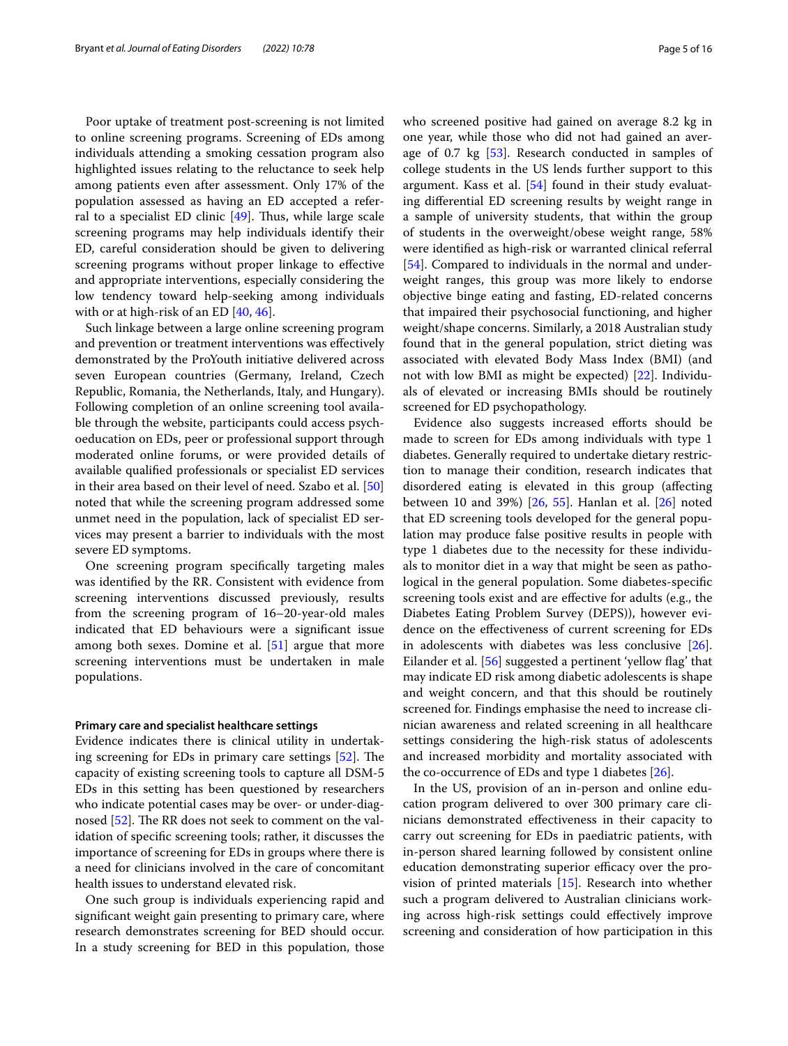Poor uptake of treatment post-screening is not limited to online screening programs. Screening of EDs among individuals attending a smoking cessation program also highlighted issues relating to the reluctance to seek help among patients even after assessment. Only 17% of the population assessed as having an ED accepted a referral to a specialist ED clinic [49]. Thus, while large scale screening programs may help individuals identify their ED, careful consideration should be given to delivering screening programs without proper linkage to effective and appropriate interventions, especially considering the low tendency toward help-seeking among individuals with or at high-risk of an ED [40, 46].

Such linkage between a large online screening program and prevention or treatment interventions was effectively demonstrated by the ProYouth initiative delivered across seven European countries (Germany, Ireland, Czech Republic, Romania, the Netherlands, Italy, and Hungary). Following completion of an online screening tool available through the website, participants could access psychoeducation on EDs, peer or professional support through moderated online forums, or were provided details of available qualified professionals or specialist ED services in their area based on their level of need. Szabo et al. [50] noted that while the screening program addressed some unmet need in the population, lack of specialist ED services may present a barrier to individuals with the most severe ED symptoms.

One screening program specifically targeting males was identified by the RR. Consistent with evidence from screening interventions discussed previously, results from the screening program of 16–20-year-old males indicated that ED behaviours were a significant issue among both sexes. Domine et al. [51] argue that more screening interventions must be undertaken in male populations.

#### Primary care and specialist healthcare settings

Evidence indicates there is clinical utility in undertaking screening for EDs in primary care settings [52]. The capacity of existing screening tools to capture all DSM-5 EDs in this setting has been questioned by researchers who indicate potential cases may be over- or under-diagnosed [52]. The RR does not seek to comment on the validation of specific screening tools; rather, it discusses the importance of screening for EDs in groups where there is a need for clinicians involved in the care of concomitant health issues to understand elevated risk.

One such group is individuals experiencing rapid and significant weight gain presenting to primary care, where research demonstrates screening for BED should occur. In a study screening for BED in this population, those who screened positive had gained on average 8.2 kg in one year, while those who did not had gained an average of 0.7 kg [53]. Research conducted in samples of college students in the US lends further support to this argument. Kass et al. [54] found in their study evaluating differential ED screening results by weight range in a sample of university students, that within the group of students in the overweight/obese weight range, 58% were identified as high-risk or warranted clinical referral [54]. Compared to individuals in the normal and underweight ranges, this group was more likely to endorse objective binge eating and fasting, ED-related concerns that impaired their psychosocial functioning, and higher weight/shape concerns. Similarly, a 2018 Australian study found that in the general population, strict dieting was associated with elevated Body Mass Index (BMI) (and not with low BMI as might be expected) [22]. Individuals of elevated or increasing BMIs should be routinely screened for ED psychopathology.

Evidence also suggests increased efforts should be made to screen for EDs among individuals with type 1 diabetes. Generally required to undertake dietary restriction to manage their condition, research indicates that disordered eating is elevated in this group (affecting between 10 and 39%) [26, 55]. Hanlan et al. [26] noted that ED screening tools developed for the general population may produce false positive results in people with type 1 diabetes due to the necessity for these individuals to monitor diet in a way that might be seen as pathological in the general population. Some diabetes-specific screening tools exist and are effective for adults (e.g., the Diabetes Eating Problem Survey (DEPS)), however evidence on the effectiveness of current screening for EDs in adolescents with diabetes was less conclusive [26]. Eilander et al. [56] suggested a pertinent 'yellow flag' that may indicate ED risk among diabetic adolescents is shape and weight concern, and that this should be routinely screened for. Findings emphasise the need to increase clinician awareness and related screening in all healthcare settings considering the high-risk status of adolescents and increased morbidity and mortality associated with the co-occurrence of EDs and type 1 diabetes [26].

In the US, provision of an in-person and online education program delivered to over 300 primary care clinicians demonstrated effectiveness in their capacity to carry out screening for EDs in paediatric patients, with in-person shared learning followed by consistent online education demonstrating superior efficacy over the provision of printed materials [15]. Research into whether such a program delivered to Australian clinicians working across high-risk settings could effectively improve screening and consideration of how participation in this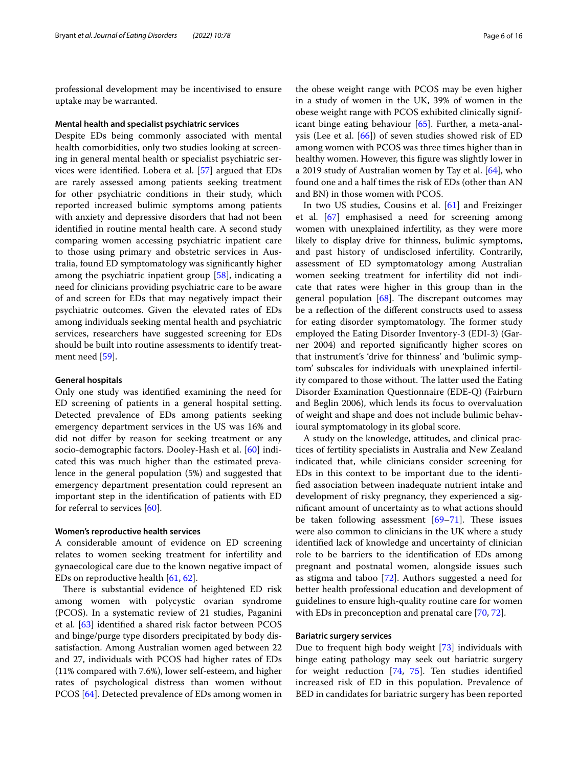professional development may be incentivised to ensure uptake may be warranted.

#### Mental health and specialist psychiatric services

Despite EDs being commonly associated with mental health comorbidities, only two studies looking at screening in general mental health or specialist psychiatric services were identified. Lobera et al. [57] argued that EDs are rarely assessed among patients seeking treatment for other psychiatric conditions in their study, which reported increased bulimic symptoms among patients with anxiety and depressive disorders that had not been identified in routine mental health care. A second study comparing women accessing psychiatric inpatient care to those using primary and obstetric services in Australia, found ED symptomatology was significantly higher among the psychiatric inpatient group [58], indicating a need for clinicians providing psychiatric care to be aware of and screen for EDs that may negatively impact their psychiatric outcomes. Given the elevated rates of EDs among individuals seeking mental health and psychiatric services, researchers have suggested screening for EDs should be built into routine assessments to identify treatment need [59].

#### General hospitals

Only one study was identified examining the need for ED screening of patients in a general hospital setting. Detected prevalence of EDs among patients seeking emergency department services in the US was 16% and did not differ by reason for seeking treatment or any socio-demographic factors. Dooley-Hash et al. [60] indicated this was much higher than the estimated prevalence in the general population (5%) and suggested that emergency department presentation could represent an important step in the identification of patients with ED for referral to services [60].

#### Women's reproductive health services

A considerable amount of evidence on ED screening relates to women seeking treatment for infertility and gynaecological care due to the known negative impact of EDs on reproductive health [61, 62].

There is substantial evidence of heightened ED risk among women with polycystic ovarian syndrome (PCOS). In a systematic review of 21 studies, Paganini et al. [63] identified a shared risk factor between PCOS and binge/purge type disorders precipitated by body dissatisfaction. Among Australian women aged between 22 and 27, individuals with PCOS had higher rates of EDs (11% compared with 7.6%), lower self-esteem, and higher rates of psychological distress than women without PCOS [64]. Detected prevalence of EDs among women in the obese weight range with PCOS may be even higher in a study of women in the UK, 39% of women in the obese weight range with PCOS exhibited clinically significant binge eating behaviour [65]. Further, a meta-analysis (Lee et al. [66]) of seven studies showed risk of ED among women with PCOS was three times higher than in healthy women. However, this figure was slightly lower in a 2019 study of Australian women by Tay et al. [64], who found one and a half times the risk of EDs (other than AN and BN) in those women with PCOS.

In two US studies, Cousins et al. [61] and Freizinger et al. [67] emphasised a need for screening among women with unexplained infertility, as they were more likely to display drive for thinness, bulimic symptoms, and past history of undisclosed infertility. Contrarily, assessment of ED symptomatology among Australian women seeking treatment for infertility did not indicate that rates were higher in this group than in the general population [68]. The discrepant outcomes may be a reflection of the different constructs used to assess for eating disorder symptomatology. The former study employed the Eating Disorder Inventory-3 (EDI-3) (Garner 2004) and reported significantly higher scores on that instrument's 'drive for thinness' and 'bulimic symptom' subscales for individuals with unexplained infertility compared to those without. The latter used the Eating Disorder Examination Questionnaire (EDE-Q) (Fairburn and Beglin 2006), which lends its focus to overvaluation of weight and shape and does not include bulimic behavioural symptomatology in its global score.

A study on the knowledge, attitudes, and clinical practices of fertility specialists in Australia and New Zealand indicated that, while clinicians consider screening for EDs in this context to be important due to the identified association between inadequate nutrient intake and development of risky pregnancy, they experienced a significant amount of uncertainty as to what actions should be taken following assessment [69–71]. These issues were also common to clinicians in the UK where a study identified lack of knowledge and uncertainty of clinician role to be barriers to the identification of EDs among pregnant and postnatal women, alongside issues such as stigma and taboo [72]. Authors suggested a need for better health professional education and development of guidelines to ensure high-quality routine care for women with EDs in preconception and prenatal care [70, 72].

#### Bariatric surgery services

Due to frequent high body weight [73] individuals with binge eating pathology may seek out bariatric surgery for weight reduction [74, 75]. Ten studies identified increased risk of ED in this population. Prevalence of BED in candidates for bariatric surgery has been reported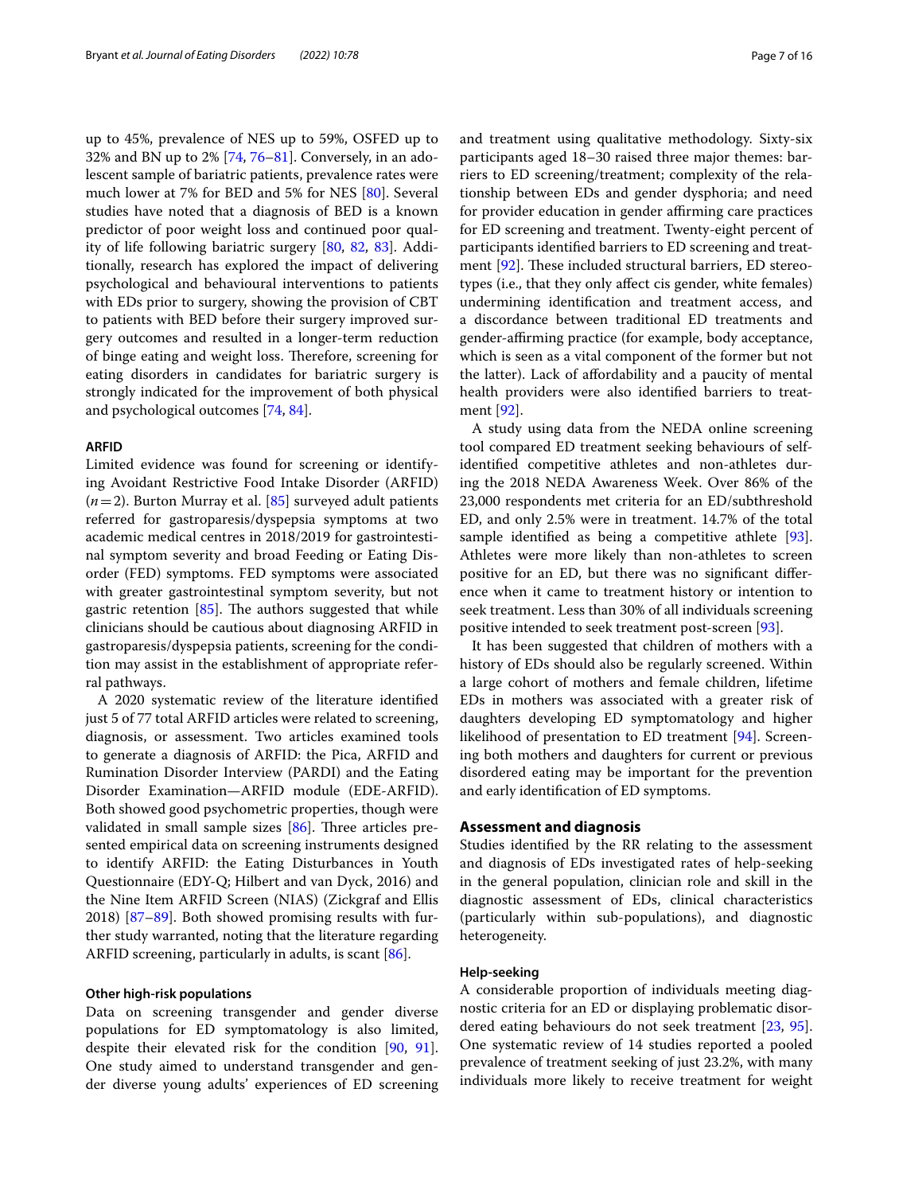up to 45%, prevalence of NES up to 59%, OSFED up to 32% and BN up to 2% [74, 76–81]. Conversely, in an adolescent sample of bariatric patients, prevalence rates were much lower at 7% for BED and 5% for NES [80]. Several studies have noted that a diagnosis of BED is a known predictor of poor weight loss and continued poor quality of life following bariatric surgery [80, 82, 83]. Additionally, research has explored the impact of delivering psychological and behavioural interventions to patients with EDs prior to surgery, showing the provision of CBT to patients with BED before their surgery improved surgery outcomes and resulted in a longer-term reduction of binge eating and weight loss. Therefore, screening for eating disorders in candidates for bariatric surgery is strongly indicated for the improvement of both physical and psychological outcomes [74, 84].

### ARFID

Limited evidence was found for screening or identifying Avoidant Restrictive Food Intake Disorder (ARFID) ($n=2$). Burton Murray et al. [85] surveyed adult patients referred for gastroparesis/dyspepsia symptoms at two academic medical centres in 2018/2019 for gastrointestinal symptom severity and broad Feeding or Eating Disorder (FED) symptoms. FED symptoms were associated with greater gastrointestinal symptom severity, but not gastric retention [85]. The authors suggested that while clinicians should be cautious about diagnosing ARFID in gastroparesis/dyspepsia patients, screening for the condition may assist in the establishment of appropriate referral pathways.

A 2020 systematic review of the literature identified just 5 of 77 total ARFID articles were related to screening, diagnosis, or assessment. Two articles examined tools to generate a diagnosis of ARFID: the Pica, ARFID and Rumination Disorder Interview (PARDI) and the Eating Disorder Examination—ARFID module (EDE-ARFID). Both showed good psychometric properties, though were validated in small sample sizes [86]. Three articles presented empirical data on screening instruments designed to identify ARFID: the Eating Disturbances in Youth Questionnaire (EDY-Q; Hilbert and van Dyck, 2016) and the Nine Item ARFID Screen (NIAS) (Zickgraf and Ellis 2018) [87–89]. Both showed promising results with further study warranted, noting that the literature regarding ARFID screening, particularly in adults, is scant [86].

#### Other high-risk populations

Data on screening transgender and gender diverse populations for ED symptomatology is also limited, despite their elevated risk for the condition [90, 91]. One study aimed to understand transgender and gender diverse young adults' experiences of ED screening and treatment using qualitative methodology. Sixty-six participants aged 18–30 raised three major themes: barriers to ED screening/treatment; complexity of the relationship between EDs and gender dysphoria; and need for provider education in gender affirming care practices for ED screening and treatment. Twenty-eight percent of participants identified barriers to ED screening and treatment [92]. These included structural barriers, ED stereotypes (i.e., that they only affect cis gender, white females) undermining identification and treatment access, and a discordance between traditional ED treatments and gender-affirming practice (for example, body acceptance, which is seen as a vital component of the former but not the latter). Lack of affordability and a paucity of mental health providers were also identified barriers to treatment [92].

A study using data from the NEDA online screening tool compared ED treatment seeking behaviours of self-identified competitive athletes and non-athletes during the 2018 NEDA Awareness Week. Over 86% of the 23,000 respondents met criteria for an ED/subthreshold ED, and only 2.5% were in treatment. 14.7% of the total sample identified as being a competitive athlete [93]. Athletes were more likely than non-athletes to screen positive for an ED, but there was no significant difference when it came to treatment history or intention to seek treatment. Less than 30% of all individuals screening positive intended to seek treatment post-screen [93].

It has been suggested that children of mothers with a history of EDs should also be regularly screened. Within a large cohort of mothers and female children, lifetime EDs in mothers was associated with a greater risk of daughters developing ED symptomatology and higher likelihood of presentation to ED treatment [94]. Screening both mothers and daughters for current or previous disordered eating may be important for the prevention and early identification of ED symptoms.

## Assessment and diagnosis

Studies identified by the RR relating to the assessment and diagnosis of EDs investigated rates of help-seeking in the general population, clinician role and skill in the diagnostic assessment of EDs, clinical characteristics (particularly within sub-populations), and diagnostic heterogeneity.

#### Help-seeking

A considerable proportion of individuals meeting diagnostic criteria for an ED or displaying problematic disordered eating behaviours do not seek treatment [23, 95]. One systematic review of 14 studies reported a pooled prevalence of treatment seeking of just 23.2%, with many individuals more likely to receive treatment for weight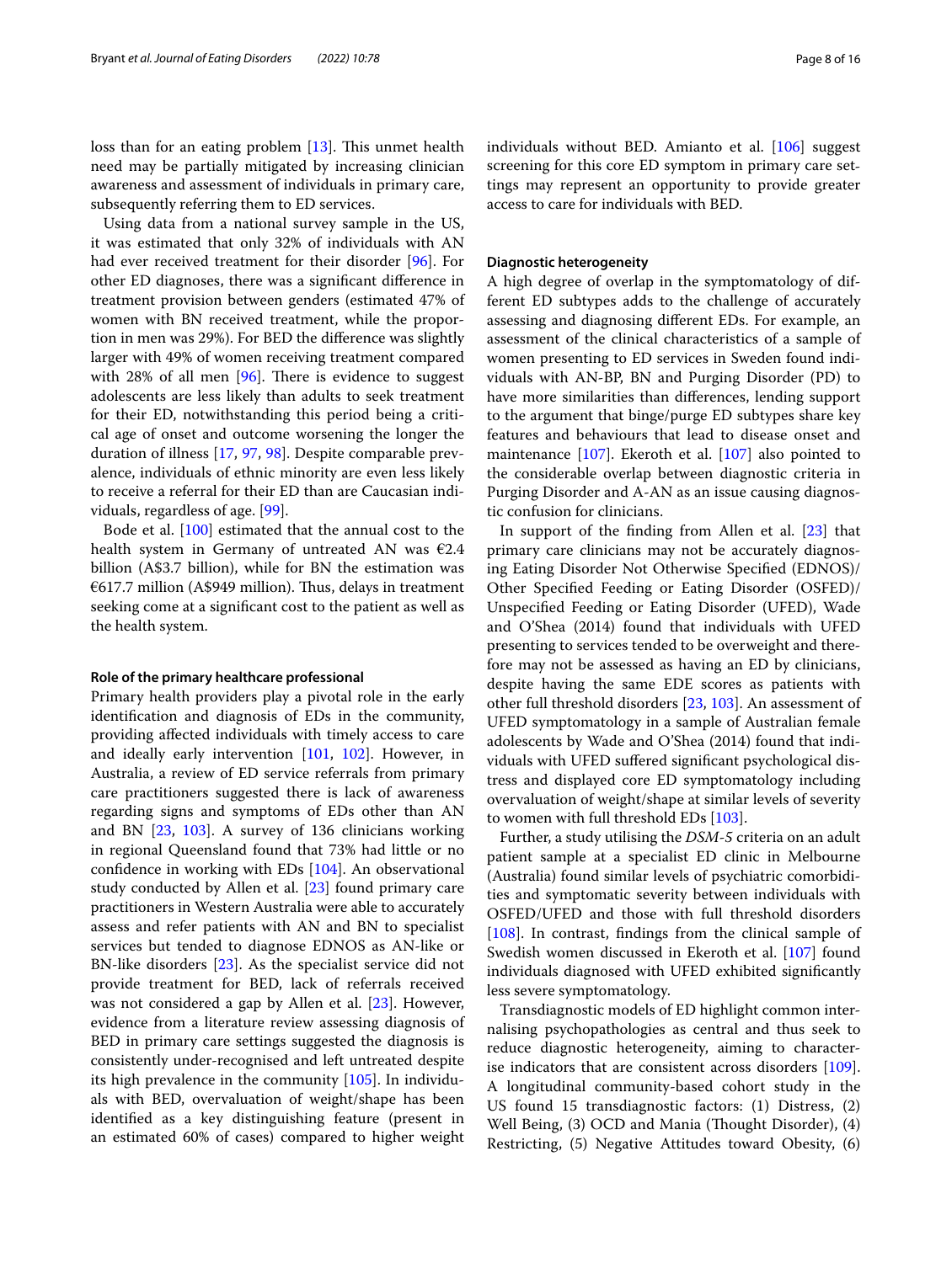loss than for an eating problem [13]. This unmet health need may be partially mitigated by increasing clinician awareness and assessment of individuals in primary care, subsequently referring them to ED services.

Using data from a national survey sample in the US, it was estimated that only 32% of individuals with AN had ever received treatment for their disorder [96]. For other ED diagnoses, there was a significant difference in treatment provision between genders (estimated 47% of women with BN received treatment, while the proportion in men was 29%). For BED the difference was slightly larger with 49% of women receiving treatment compared with 28% of all men [96]. There is evidence to suggest adolescents are less likely than adults to seek treatment for their ED, notwithstanding this period being a critical age of onset and outcome worsening the longer the duration of illness [17, 97, 98]. Despite comparable prevalence, individuals of ethnic minority are even less likely to receive a referral for their ED than are Caucasian individuals, regardless of age. [99].

Bode et al. [100] estimated that the annual cost to the health system in Germany of untreated AN was €2.4 billion (A$3.7 billion), while for BN the estimation was €617.7 million (A$949 million). Thus, delays in treatment seeking come at a significant cost to the patient as well as the health system.

#### Role of the primary healthcare professional

Primary health providers play a pivotal role in the early identification and diagnosis of EDs in the community, providing affected individuals with timely access to care and ideally early intervention [101, 102]. However, in Australia, a review of ED service referrals from primary care practitioners suggested there is lack of awareness regarding signs and symptoms of EDs other than AN and BN [23, 103]. A survey of 136 clinicians working in regional Queensland found that 73% had little or no confidence in working with EDs [104]. An observational study conducted by Allen et al. [23] found primary care practitioners in Western Australia were able to accurately assess and refer patients with AN and BN to specialist services but tended to diagnose EDNOS as AN-like or BN-like disorders [23]. As the specialist service did not provide treatment for BED, lack of referrals received was not considered a gap by Allen et al. [23]. However, evidence from a literature review assessing diagnosis of BED in primary care settings suggested the diagnosis is consistently under-recognised and left untreated despite its high prevalence in the community [105]. In individuals with BED, overvaluation of weight/shape has been identified as a key distinguishing feature (present in an estimated 60% of cases) compared to higher weight individuals without BED. Amianto et al. [106] suggest screening for this core ED symptom in primary care settings may represent an opportunity to provide greater access to care for individuals with BED.

#### Diagnostic heterogeneity

A high degree of overlap in the symptomatology of different ED subtypes adds to the challenge of accurately assessing and diagnosing different EDs. For example, an assessment of the clinical characteristics of a sample of women presenting to ED services in Sweden found individuals with AN-BP, BN and Purging Disorder (PD) to have more similarities than differences, lending support to the argument that binge/purge ED subtypes share key features and behaviours that lead to disease onset and maintenance [107]. Ekeroth et al. [107] also pointed to the considerable overlap between diagnostic criteria in Purging Disorder and A-AN as an issue causing diagnostic confusion for clinicians.

In support of the finding from Allen et al. [23] that primary care clinicians may not be accurately diagnosing Eating Disorder Not Otherwise Specified (EDNOS)/Other Specified Feeding or Eating Disorder (OSFED)/Unspecified Feeding or Eating Disorder (UFED), Wade and O'Shea (2014) found that individuals with UFED presenting to services tended to be overweight and therefore may not be assessed as having an ED by clinicians, despite having the same EDE scores as patients with other full threshold disorders [23, 103]. An assessment of UFED symptomatology in a sample of Australian female adolescents by Wade and O'Shea (2014) found that individuals with UFED suffered significant psychological distress and displayed core ED symptomatology including overvaluation of weight/shape at similar levels of severity to women with full threshold EDs [103].

Further, a study utilising the *DSM-5* criteria on an adult patient sample at a specialist ED clinic in Melbourne (Australia) found similar levels of psychiatric comorbidities and symptomatic severity between individuals with OSFED/UFED and those with full threshold disorders [108]. In contrast, findings from the clinical sample of Swedish women discussed in Ekeroth et al. [107] found individuals diagnosed with UFED exhibited significantly less severe symptomatology.

Transdiagnostic models of ED highlight common internalising psychopathologies as central and thus seek to reduce diagnostic heterogeneity, aiming to characterise indicators that are consistent across disorders [109]. A longitudinal community-based cohort study in the US found 15 transdiagnostic factors: (1) Distress, (2) Well Being, (3) OCD and Mania (Thought Disorder), (4) Restricting, (5) Negative Attitudes toward Obesity, (6)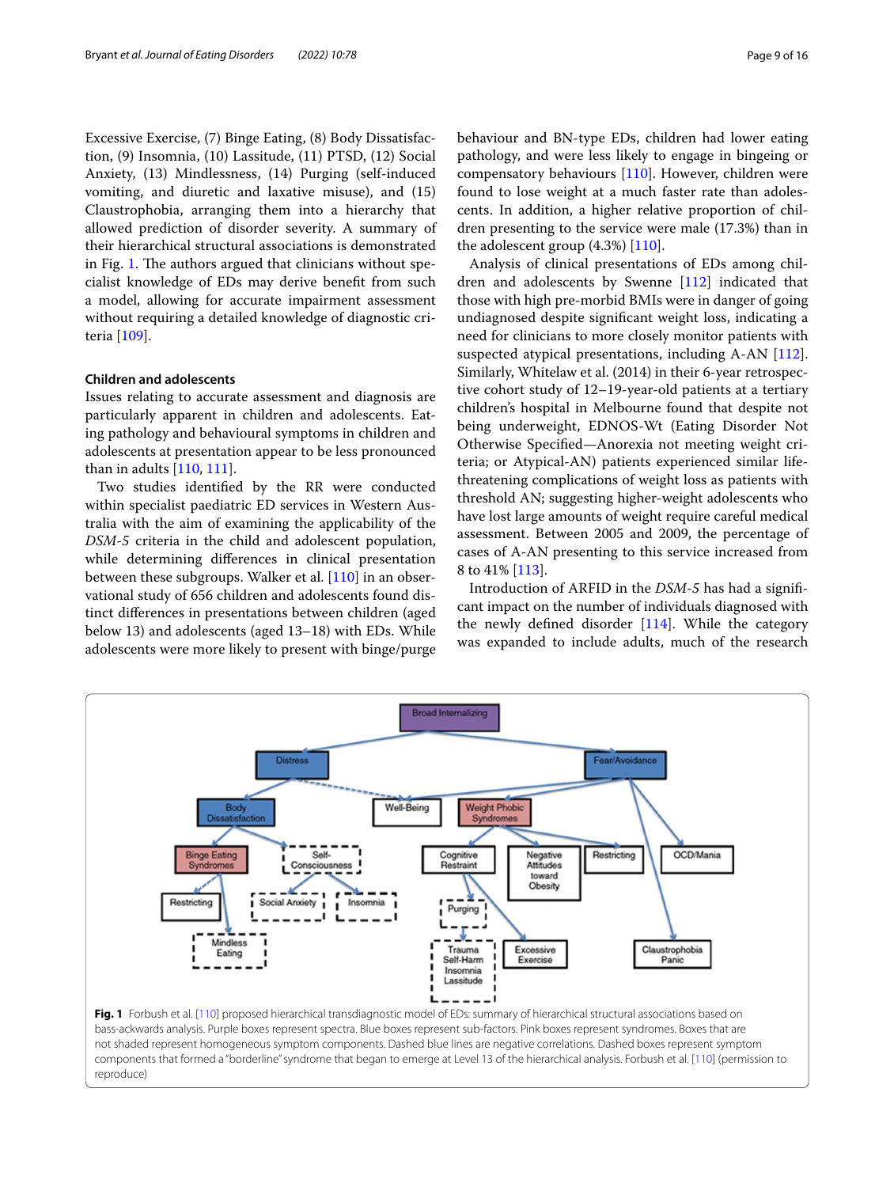Excessive Exercise, (7) Binge Eating, (8) Body Dissatisfaction, (9) Insomnia, (10) Lassitude, (11) PTSD, (12) Social Anxiety, (13) Mindlessness, (14) Purging (self-induced vomiting, and diuretic and laxative misuse), and (15) Claustrophobia, arranging them into a hierarchy that allowed prediction of disorder severity. A summary of their hierarchical structural associations is demonstrated in Fig. 1. The authors argued that clinicians without specialist knowledge of EDs may derive benefit from such a model, allowing for accurate impairment assessment without requiring a detailed knowledge of diagnostic criteria [109].

### Children and adolescents

Issues relating to accurate assessment and diagnosis are particularly apparent in children and adolescents. Eating pathology and behavioural symptoms in children and adolescents at presentation appear to be less pronounced than in adults [110, 111].

Two studies identified by the RR were conducted within specialist paediatric ED services in Western Australia with the aim of examining the applicability of the *DSM-5* criteria in the child and adolescent population, while determining differences in clinical presentation between these subgroups. Walker et al. [110] in an observational study of 656 children and adolescents found distinct differences in presentations between children (aged below 13) and adolescents (aged 13–18) with EDs. While adolescents were more likely to present with binge/purge behaviour and BN-type EDs, children had lower eating pathology, and were less likely to engage in bingeing or compensatory behaviours [110]. However, children were found to lose weight at a much faster rate than adolescents. In addition, a higher relative proportion of children presenting to the service were male (17.3%) than in the adolescent group (4.3%) [110].

Analysis of clinical presentations of EDs among children and adolescents by Swenne [112] indicated that those with high pre-morbid BMIs were in danger of going undiagnosed despite significant weight loss, indicating a need for clinicians to more closely monitor patients with suspected atypical presentations, including A-AN [112]. Similarly, Whitelaw et al. (2014) in their 6-year retrospective cohort study of 12–19-year-old patients at a tertiary children's hospital in Melbourne found that despite not being underweight, EDNOS-Wt (Eating Disorder Not Otherwise Specified—Anorexia not meeting weight criteria; or Atypical-AN) patients experienced similar life-threatening complications of weight loss as patients with threshold AN; suggesting higher-weight adolescents who have lost large amounts of weight require careful medical assessment. Between 2005 and 2009, the percentage of cases of A-AN presenting to this service increased from 8 to 41% [113].

Introduction of ARFID in the *DSM-5* has had a significant impact on the number of individuals diagnosed with the newly defined disorder [114]. While the category was expanded to include adults, much of the research

**Fig. 1** Forbush et al. [110] proposed hierarchical transdiagnostic model of EDs: summary of hierarchical structural associations based on bass-ackwards analysis. Purple boxes represent spectra. Blue boxes represent sub-factors. Pink boxes represent syndromes. Boxes that are not shaded represent homogeneous symptom components. Dashed blue lines are negative correlations. Dashed boxes represent symptom components that formed a "borderline" syndrome that began to emerge at Level 13 of the hierarchical analysis. Forbush et al. [110] (permission to reproduce)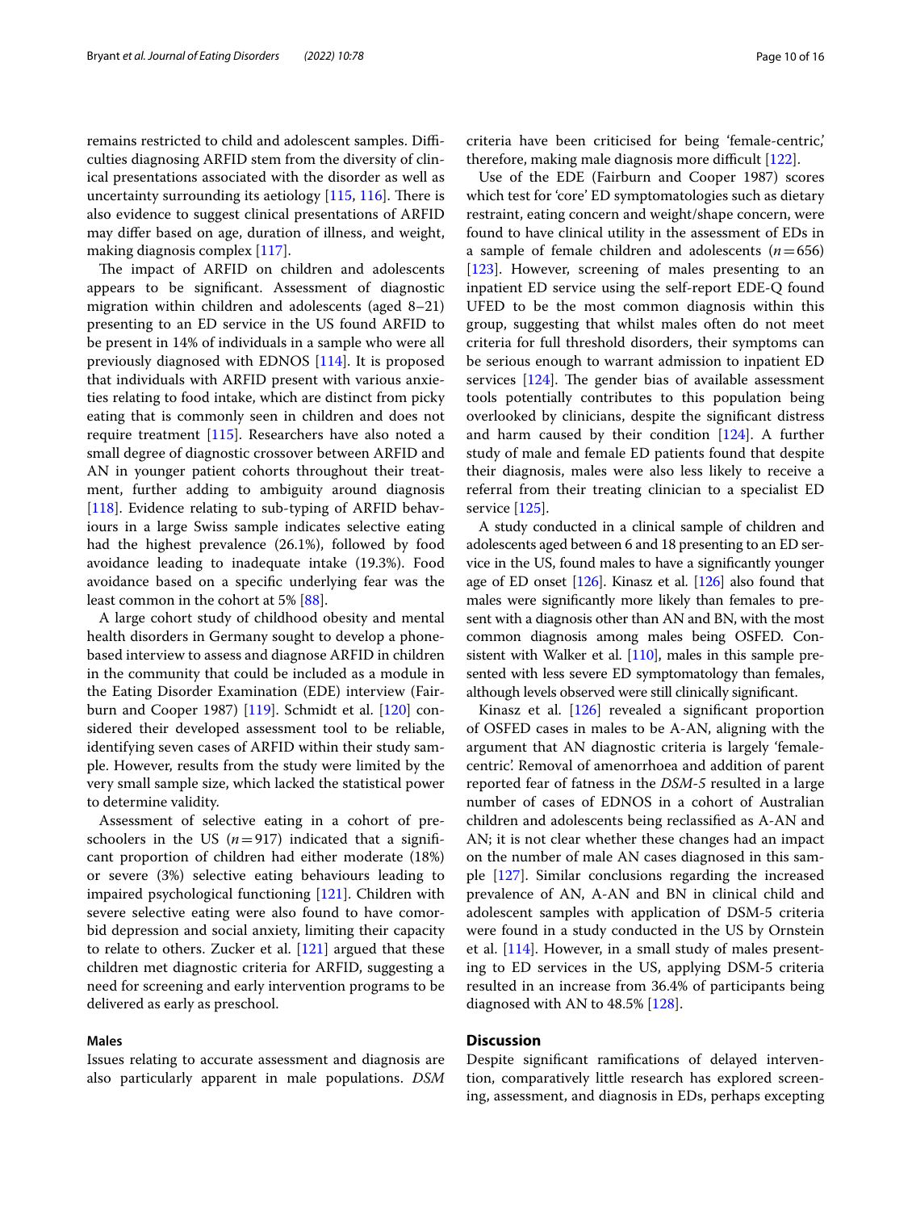remains restricted to child and adolescent samples. Difficulties diagnosing ARFID stem from the diversity of clinical presentations associated with the disorder as well as uncertainty surrounding its aetiology [115, 116]. There is also evidence to suggest clinical presentations of ARFID may differ based on age, duration of illness, and weight, making diagnosis complex [117].

The impact of ARFID on children and adolescents appears to be significant. Assessment of diagnostic migration within children and adolescents (aged 8–21) presenting to an ED service in the US found ARFID to be present in 14% of individuals in a sample who were all previously diagnosed with EDNOS [114]. It is proposed that individuals with ARFID present with various anxieties relating to food intake, which are distinct from picky eating that is commonly seen in children and does not require treatment [115]. Researchers have also noted a small degree of diagnostic crossover between ARFID and AN in younger patient cohorts throughout their treatment, further adding to ambiguity around diagnosis [118]. Evidence relating to sub-typing of ARFID behaviours in a large Swiss sample indicates selective eating had the highest prevalence (26.1%), followed by food avoidance leading to inadequate intake (19.3%). Food avoidance based on a specific underlying fear was the least common in the cohort at 5% [88].

A large cohort study of childhood obesity and mental health disorders in Germany sought to develop a phone-based interview to assess and diagnose ARFID in children in the community that could be included as a module in the Eating Disorder Examination (EDE) interview (Fairburn and Cooper 1987) [119]. Schmidt et al. [120] considered their developed assessment tool to be reliable, identifying seven cases of ARFID within their study sample. However, results from the study were limited by the very small sample size, which lacked the statistical power to determine validity.

Assessment of selective eating in a cohort of pre-schoolers in the US ($n=917$) indicated that a significant proportion of children had either moderate (18%) or severe (3%) selective eating behaviours leading to impaired psychological functioning [121]. Children with severe selective eating were also found to have comorbid depression and social anxiety, limiting their capacity to relate to others. Zucker et al. [121] argued that these children met diagnostic criteria for ARFID, suggesting a need for screening and early intervention programs to be delivered as early as preschool.

#### Males

Issues relating to accurate assessment and diagnosis are also particularly apparent in male populations. *DSM* criteria have been criticised for being 'female-centric,' therefore, making male diagnosis more difficult [122].

Use of the EDE (Fairburn and Cooper 1987) scores which test for 'core' ED symptomatologies such as dietary restraint, eating concern and weight/shape concern, were found to have clinical utility in the assessment of EDs in a sample of female children and adolescents ($n=656$) [123]. However, screening of males presenting to an inpatient ED service using the self-report EDE-Q found UFED to be the most common diagnosis within this group, suggesting that whilst males often do not meet criteria for full threshold disorders, their symptoms can be serious enough to warrant admission to inpatient ED services [124]. The gender bias of available assessment tools potentially contributes to this population being overlooked by clinicians, despite the significant distress and harm caused by their condition [124]. A further study of male and female ED patients found that despite their diagnosis, males were also less likely to receive a referral from their treating clinician to a specialist ED service [125].

A study conducted in a clinical sample of children and adolescents aged between 6 and 18 presenting to an ED service in the US, found males to have a significantly younger age of ED onset [126]. Kinasz et al. [126] also found that males were significantly more likely than females to present with a diagnosis other than AN and BN, with the most common diagnosis among males being OSFED. Consistent with Walker et al. [110], males in this sample presented with less severe ED symptomatology than females, although levels observed were still clinically significant.

Kinasz et al. [126] revealed a significant proportion of OSFED cases in males to be A-AN, aligning with the argument that AN diagnostic criteria is largely 'female-centric'. Removal of amenorrhoea and addition of parent reported fear of fatness in the *DSM-5* resulted in a large number of cases of EDNOS in a cohort of Australian children and adolescents being reclassified as A-AN and AN; it is not clear whether these changes had an impact on the number of male AN cases diagnosed in this sample [127]. Similar conclusions regarding the increased prevalence of AN, A-AN and BN in clinical child and adolescent samples with application of DSM-5 criteria were found in a study conducted in the US by Ornstein et al. [114]. However, in a small study of males presenting to ED services in the US, applying DSM-5 criteria resulted in an increase from 36.4% of participants being diagnosed with AN to 48.5% [128].

## Discussion

Despite significant ramifications of delayed intervention, comparatively little research has explored screening, assessment, and diagnosis in EDs, perhaps excepting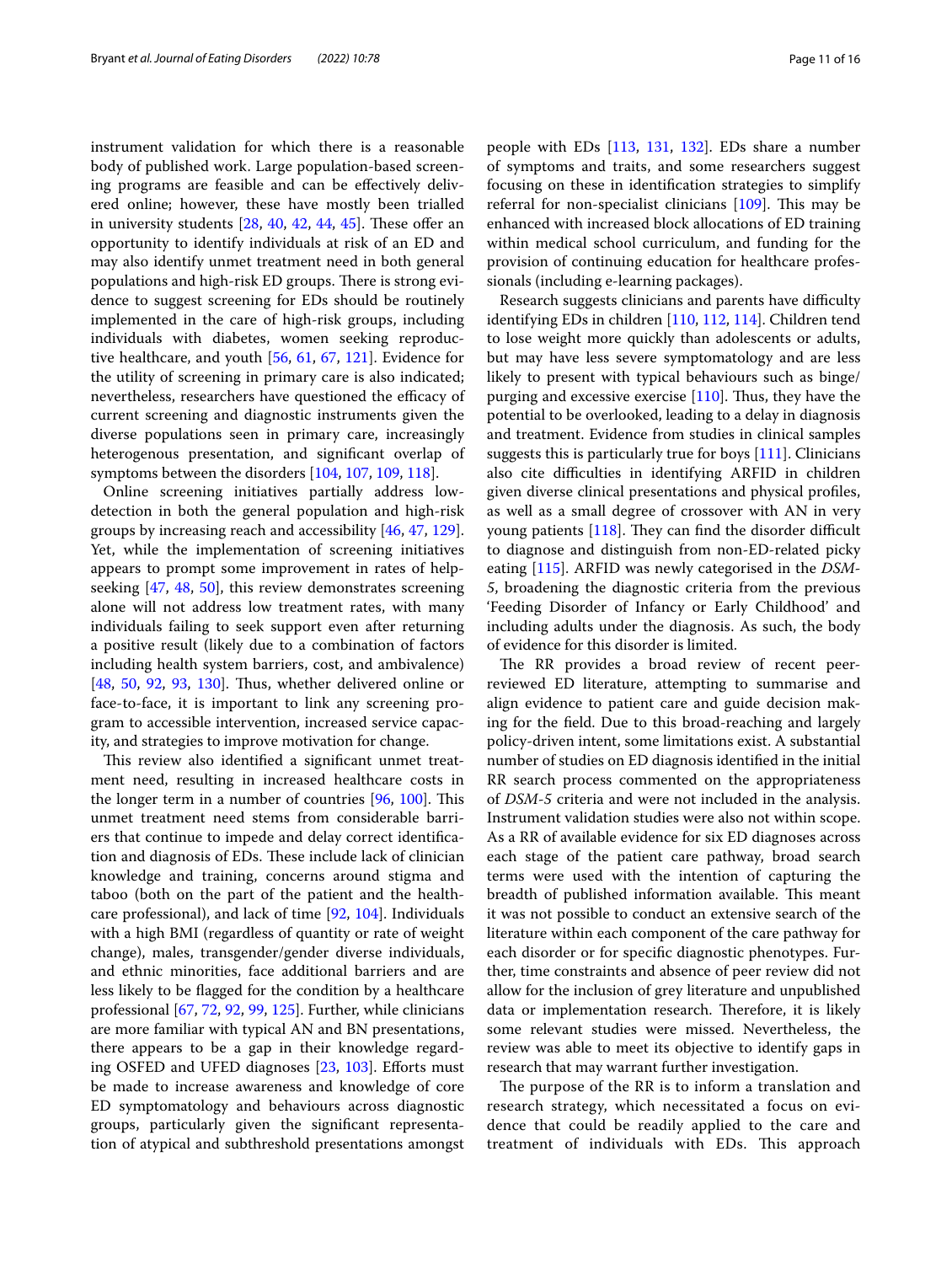instrument validation for which there is a reasonable body of published work. Large population-based screening programs are feasible and can be effectively delivered online; however, these have mostly been trialled in university students [28, 40, 42, 44, 45]. These offer an opportunity to identify individuals at risk of an ED and may also identify unmet treatment need in both general populations and high-risk ED groups. There is strong evidence to suggest screening for EDs should be routinely implemented in the care of high-risk groups, including individuals with diabetes, women seeking reproductive healthcare, and youth [56, 61, 67, 121]. Evidence for the utility of screening in primary care is also indicated; nevertheless, researchers have questioned the efficacy of current screening and diagnostic instruments given the diverse populations seen in primary care, increasingly heterogenous presentation, and significant overlap of symptoms between the disorders [104, 107, 109, 118].

Online screening initiatives partially address low-detection in both the general population and high-risk groups by increasing reach and accessibility [46, 47, 129]. Yet, while the implementation of screening initiatives appears to prompt some improvement in rates of help-seeking [47, 48, 50], this review demonstrates screening alone will not address low treatment rates, with many individuals failing to seek support even after returning a positive result (likely due to a combination of factors including health system barriers, cost, and ambivalence) [48, 50, 92, 93, 130]. Thus, whether delivered online or face-to-face, it is important to link any screening program to accessible intervention, increased service capacity, and strategies to improve motivation for change.

This review also identified a significant unmet treatment need, resulting in increased healthcare costs in the longer term in a number of countries [96, 100]. This unmet treatment need stems from considerable barriers that continue to impede and delay correct identification and diagnosis of EDs. These include lack of clinician knowledge and training, concerns around stigma and taboo (both on the part of the patient and the healthcare professional), and lack of time [92, 104]. Individuals with a high BMI (regardless of quantity or rate of weight change), males, transgender/gender diverse individuals, and ethnic minorities, face additional barriers and are less likely to be flagged for the condition by a healthcare professional [67, 72, 92, 99, 125]. Further, while clinicians are more familiar with typical AN and BN presentations, there appears to be a gap in their knowledge regarding OSFED and UFED diagnoses [23, 103]. Efforts must be made to increase awareness and knowledge of core ED symptomatology and behaviours across diagnostic groups, particularly given the significant representation of atypical and subthreshold presentations amongst people with EDs [113, 131, 132]. EDs share a number of symptoms and traits, and some researchers suggest focusing on these in identification strategies to simplify referral for non-specialist clinicians [109]. This may be enhanced with increased block allocations of ED training within medical school curriculum, and funding for the provision of continuing education for healthcare professionals (including e-learning packages).

Research suggests clinicians and parents have difficulty identifying EDs in children [110, 112, 114]. Children tend to lose weight more quickly than adolescents or adults, but may have less severe symptomatology and are less likely to present with typical behaviours such as binge/purging and excessive exercise [110]. Thus, they have the potential to be overlooked, leading to a delay in diagnosis and treatment. Evidence from studies in clinical samples suggests this is particularly true for boys [111]. Clinicians also cite difficulties in identifying ARFID in children given diverse clinical presentations and physical profiles, as well as a small degree of crossover with AN in very young patients [118]. They can find the disorder difficult to diagnose and distinguish from non-ED-related picky eating [115]. ARFID was newly categorised in the *DSM-5*, broadening the diagnostic criteria from the previous 'Feeding Disorder of Infancy or Early Childhood' and including adults under the diagnosis. As such, the body of evidence for this disorder is limited.

The RR provides a broad review of recent peer-reviewed ED literature, attempting to summarise and align evidence to patient care and guide decision making for the field. Due to this broad-reaching and largely policy-driven intent, some limitations exist. A substantial number of studies on ED diagnosis identified in the initial RR search process commented on the appropriateness of *DSM-5* criteria and were not included in the analysis. Instrument validation studies were also not within scope. As a RR of available evidence for six ED diagnoses across each stage of the patient care pathway, broad search terms were used with the intention of capturing the breadth of published information available. This meant it was not possible to conduct an extensive search of the literature within each component of the care pathway for each disorder or for specific diagnostic phenotypes. Further, time constraints and absence of peer review did not allow for the inclusion of grey literature and unpublished data or implementation research. Therefore, it is likely some relevant studies were missed. Nevertheless, the review was able to meet its objective to identify gaps in research that may warrant further investigation.

The purpose of the RR is to inform a translation and research strategy, which necessitated a focus on evidence that could be readily applied to the care and treatment of individuals with EDs. This approach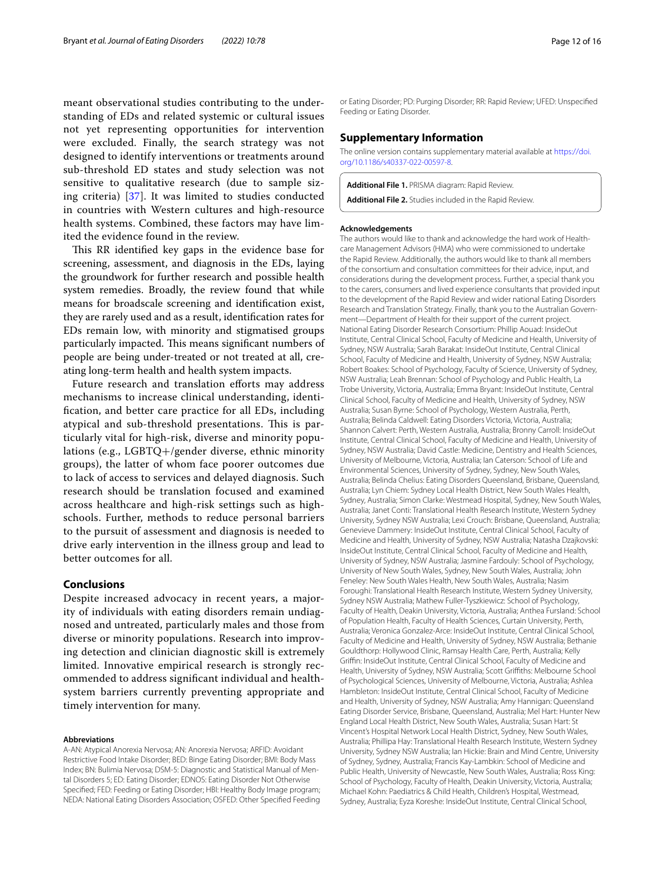meant observational studies contributing to the understanding of EDs and related systemic or cultural issues not yet representing opportunities for intervention were excluded. Finally, the search strategy was not designed to identify interventions or treatments around sub-threshold ED states and study selection was not sensitive to qualitative research (due to sample sizing criteria) [37]. It was limited to studies conducted in countries with Western cultures and high-resource health systems. Combined, these factors may have limited the evidence found in the review.

This RR identified key gaps in the evidence base for screening, assessment, and diagnosis in the EDs, laying the groundwork for further research and possible health system remedies. Broadly, the review found that while means for broadscale screening and identification exist, they are rarely used and as a result, identification rates for EDs remain low, with minority and stigmatised groups particularly impacted. This means significant numbers of people are being under-treated or not treated at all, creating long-term health and health system impacts.

Future research and translation efforts may address mechanisms to increase clinical understanding, identification, and better care practice for all EDs, including atypical and sub-threshold presentations. This is particularly vital for high-risk, diverse and minority populations (e.g., LGBTQ+/gender diverse, ethnic minority groups), the latter of whom face poorer outcomes due to lack of access to services and delayed diagnosis. Such research should be translation focused and examined across healthcare and high-risk settings such as high-schools. Further, methods to reduce personal barriers to the pursuit of assessment and diagnosis is needed to drive early intervention in the illness group and lead to better outcomes for all.

## Conclusions

Despite increased advocacy in recent years, a majority of individuals with eating disorders remain undiagnosed and untreated, particularly males and those from diverse or minority populations. Research into improving detection and clinician diagnostic skill is extremely limited. Innovative empirical research is strongly recommended to address significant individual and health-system barriers currently preventing appropriate and timely intervention for many.

#### Abbreviations

A-AN: Atypical Anorexia Nervosa; AN: Anorexia Nervosa; ARFID: Avoidant Restrictive Food Intake Disorder; BED: Binge Eating Disorder; BMI: Body Mass Index; BN: Bulimia Nervosa; DSM-5: Diagnostic and Statistical Manual of Mental Disorders 5; ED: Eating Disorder; EDNOS: Eating Disorder Not Otherwise Specified; FED: Feeding or Eating Disorder; HBI: Healthy Body Image program; NEDA: National Eating Disorders Association; OSFED: Other Specified Feeding or Eating Disorder; PD: Purging Disorder; RR: Rapid Review; UFED: Unspecified Feeding or Eating Disorder.

## Supplementary Information

The online version contains supplementary material available at https://doi.org/10.1186/s40337-022-00597-8.

**Additional File 1.** PRISMA diagram: Rapid Review.

**Additional File 2.** Studies included in the Rapid Review.

#### Acknowledgements

The authors would like to thank and acknowledge the hard work of Healthcare Management Advisors (HMA) who were commissioned to undertake the Rapid Review. Additionally, the authors would like to thank all members of the consortium and consultation committees for their advice, input, and considerations during the development process. Further, a special thank you to the carers, consumers and lived experience consultants that provided input to the development of the Rapid Review and wider national Eating Disorders Research and Translation Strategy. Finally, thank you to the Australian Government—Department of Health for their support of the current project.

National Eating Disorder Research Consortium: Phillip Aouad: InsideOut Institute, Central Clinical School, Faculty of Medicine and Health, University of Sydney, NSW Australia; Sarah Barakat: InsideOut Institute, Central Clinical School, Faculty of Medicine and Health, University of Sydney, NSW Australia; Robert Boakes: School of Psychology, Faculty of Science, University of Sydney, NSW Australia; Leah Brennan: School of Psychology and Public Health, La Trobe University, Victoria, Australia; Emma Bryant: InsideOut Institute, Central Clinical School, Faculty of Medicine and Health, University of Sydney, NSW Australia; Susan Byrne: School of Psychology, Western Australia, Perth, Australia; Belinda Caldwell: Eating Disorders Victoria, Victoria, Australia; Shannon Calvert: Perth, Western Australia, Australia; Bronny Carroll: InsideOut Institute, Central Clinical School, Faculty of Medicine and Health, University of Sydney, NSW Australia; David Castle: Medicine, Dentistry and Health Sciences, University of Melbourne, Victoria, Australia; Ian Caterson: School of Life and Environmental Sciences, University of Sydney, Sydney, New South Wales, Australia; Belinda Chelius: Eating Disorders Queensland, Brisbane, Queensland, Australia; Lyn Chiem: Sydney Local Health District, New South Wales Health, Sydney, Australia; Simon Clarke: Westmead Hospital, Sydney, New South Wales, Australia; Janet Conti: Translational Health Research Institute, Western Sydney University, Sydney NSW Australia; Lexi Crouch: Brisbane, Queensland, Australia; Genevieve Dammery: InsideOut Institute, Central Clinical School, Faculty of Medicine and Health, University of Sydney, NSW Australia; Natasha Dzajkovski: InsideOut Institute, Central Clinical School, Faculty of Medicine and Health, University of Sydney, NSW Australia; Jasmine Fardouly: School of Psychology, University of New South Wales, Sydney, New South Wales, Australia; John Feneley: New South Wales Health, New South Wales, Australia; Nasim Foroughi: Translational Health Research Institute, Western Sydney University, Sydney NSW Australia; Mathew Fuller-Tyszkiewicz: School of Psychology, Faculty of Health, Deakin University, Victoria, Australia; Anthea Fursland: School of Population Health, Faculty of Health Sciences, Curtain University, Perth, Australia; Veronica Gonzalez-Arce: InsideOut Institute, Central Clinical School, Faculty of Medicine and Health, University of Sydney, NSW Australia; Bethanie Gouldthorp: Hollywood Clinic, Ramsay Health Care, Perth, Australia; Kelly Griffin: InsideOut Institute, Central Clinical School, Faculty of Medicine and Health, University of Sydney, NSW Australia; Scott Griffiths: Melbourne School of Psychological Sciences, University of Melbourne, Victoria, Australia; Ashlea Hambleton: InsideOut Institute, Central Clinical School, Faculty of Medicine and Health, University of Sydney, NSW Australia; Amy Hannigan: Queensland Eating Disorder Service, Brisbane, Queensland, Australia; Mel Hart: Hunter New England Local Health District, New South Wales, Australia; Susan Hart: St Vincent's Hospital Network Local Health District, Sydney, New South Wales, Australia; Phillipa Hay: Translational Health Research Institute, Western Sydney University, Sydney NSW Australia; Ian Hickie: Brain and Mind Centre, University of Sydney, Sydney, Australia; Francis Kay-Lambkin: School of Medicine and Public Health, University of Newcastle, New South Wales, Australia; Ross King: School of Psychology, Faculty of Health, Deakin University, Victoria, Australia; Michael Kohn: Paediatrics & Child Health, Children's Hospital, Westmead, Sydney, Australia; Eyza Koreshe: InsideOut Institute, Central Clinical School,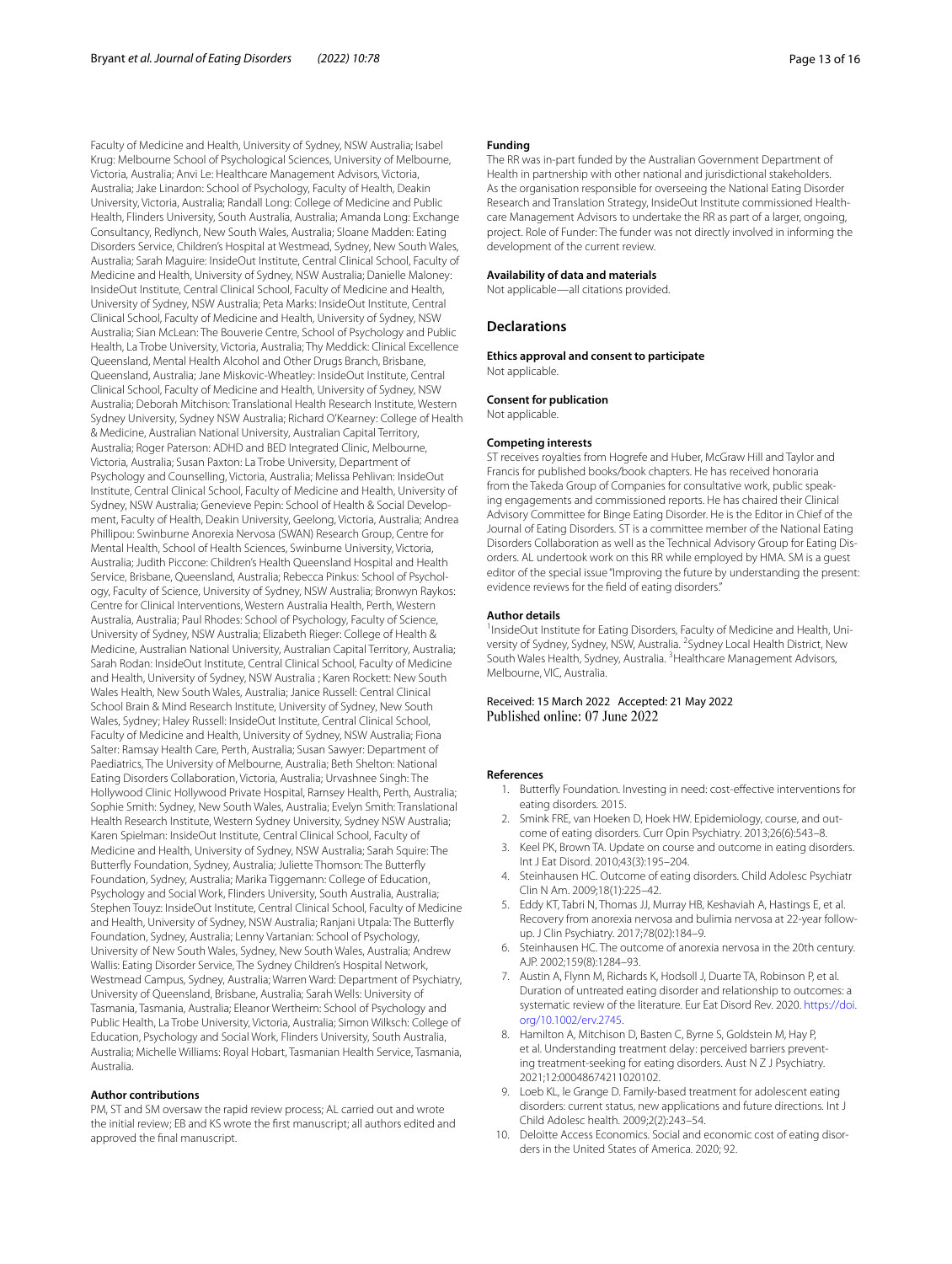Faculty of Medicine and Health, University of Sydney, NSW Australia; Isabel Krug: Melbourne School of Psychological Sciences, University of Melbourne, Victoria, Australia; Anvi Le: Healthcare Management Advisors, Victoria, Australia; Jake Linardon: School of Psychology, Faculty of Health, Deakin University, Victoria, Australia; Randall Long: College of Medicine and Public Health, Flinders University, South Australia, Australia; Amanda Long: Exchange Consultancy, Redlynch, New South Wales, Australia; Sloane Madden: Eating Disorders Service, Children's Hospital at Westmead, Sydney, New South Wales, Australia; Sarah Maguire: InsideOut Institute, Central Clinical School, Faculty of Medicine and Health, University of Sydney, NSW Australia; Danielle Maloney: InsideOut Institute, Central Clinical School, Faculty of Medicine and Health, University of Sydney, NSW Australia; Peta Marks: InsideOut Institute, Central Clinical School, Faculty of Medicine and Health, University of Sydney, NSW Australia; Sian McLean: The Bouverie Centre, School of Psychology and Public Health, La Trobe University, Victoria, Australia; Thy Meddick: Clinical Excellence Queensland, Mental Health Alcohol and Other Drugs Branch, Brisbane, Queensland, Australia; Jane Miskovic-Wheatley: InsideOut Institute, Central Clinical School, Faculty of Medicine and Health, University of Sydney, NSW Australia; Deborah Mitchison: Translational Health Research Institute, Western Sydney University, Sydney NSW Australia; Richard O'Kearney: College of Health & Medicine, Australian National University, Australian Capital Territory, Australia; Roger Paterson: ADHD and BED Integrated Clinic, Melbourne, Victoria, Australia; Susan Paxton: La Trobe University, Department of Psychology and Counselling, Victoria, Australia; Melissa Pehlivan: InsideOut Institute, Central Clinical School, Faculty of Medicine and Health, University of Sydney, NSW Australia; Genevieve Pepin: School of Health & Social Development, Faculty of Health, Deakin University, Geelong, Victoria, Australia; Andrea Phillipou: Swinburne Anorexia Nervosa (SWAN) Research Group, Centre for Mental Health, School of Health Sciences, Swinburne University, Victoria, Australia; Judith Piccone: Children's Health Queensland Hospital and Health Service, Brisbane, Queensland, Australia; Rebecca Pinkus: School of Psychology, Faculty of Science, University of Sydney, NSW Australia; Bronwyn Raykos: Centre for Clinical Interventions, Western Australia Health, Perth, Western Australia, Australia; Paul Rhodes: School of Psychology, Faculty of Science, University of Sydney, NSW Australia; Elizabeth Rieger: College of Health & Medicine, Australian National University, Australian Capital Territory, Australia; Sarah Rodan: InsideOut Institute, Central Clinical School, Faculty of Medicine and Health, University of Sydney, NSW Australia ; Karen Rockett: New South Wales Health, New South Wales, Australia; Janice Russell: Central Clinical School Brain & Mind Research Institute, University of Sydney, New South Wales, Sydney; Haley Russell: InsideOut Institute, Central Clinical School, Faculty of Medicine and Health, University of Sydney, NSW Australia; Fiona Salter: Ramsay Health Care, Perth, Australia; Susan Sawyer: Department of Paediatrics, The University of Melbourne, Australia; Beth Shelton: National Eating Disorders Collaboration, Victoria, Australia; Urvashnee Singh: The Hollywood Clinic Hollywood Private Hospital, Ramsey Health, Perth, Australia; Sophie Smith: Sydney, New South Wales, Australia; Evelyn Smith: Translational Health Research Institute, Western Sydney University, Sydney NSW Australia; Karen Spielman: InsideOut Institute, Central Clinical School, Faculty of Medicine and Health, University of Sydney, NSW Australia; Sarah Squire: The Butterfly Foundation, Sydney, Australia; Juliette Thomson: The Butterfly Foundation, Sydney, Australia; Marika Tiggemann: College of Education, Psychology and Social Work, Flinders University, South Australia, Australia; Stephen Touyz: InsideOut Institute, Central Clinical School, Faculty of Medicine and Health, University of Sydney, NSW Australia; Ranjani Utpala: The Butterfly Foundation, Sydney, Australia; Lenny Vartanian: School of Psychology, University of New South Wales, Sydney, New South Wales, Australia; Andrew Wallis: Eating Disorder Service, The Sydney Children's Hospital Network, Westmead Campus, Sydney, Australia; Warren Ward: Department of Psychiatry, University of Queensland, Brisbane, Australia; Sarah Wells: University of Tasmania, Tasmania, Australia; Eleanor Wertheim: School of Psychology and Public Health, La Trobe University, Victoria, Australia; Simon Wilksch: College of Education, Psychology and Social Work, Flinders University, South Australia, Australia; Michelle Williams: Royal Hobart, Tasmanian Health Service, Tasmania, Australia.

### Author contributions

PM, ST and SM oversaw the rapid review process; AL carried out and wrote the initial review; EB and KS wrote the first manuscript; all authors edited and approved the final manuscript.

### Funding

The RR was in-part funded by the Australian Government Department of Health in partnership with other national and jurisdictional stakeholders. As the organisation responsible for overseeing the National Eating Disorder Research and Translation Strategy, InsideOut Institute commissioned Healthcare Management Advisors to undertake the RR as part of a larger, ongoing, project. Role of Funder: The funder was not directly involved in informing the development of the current review.

### Availability of data and materials

Not applicable—all citations provided.

## Declarations

### Ethics approval and consent to participate

Not applicable.

### Consent for publication

Not applicable.

### Competing interests

ST receives royalties from Hogrefe and Huber, McGraw Hill and Taylor and Francis for published books/book chapters. He has received honoraria from the Takeda Group of Companies for consultative work, public speaking engagements and commissioned reports. He has chaired their Clinical Advisory Committee for Binge Eating Disorder. He is the Editor in Chief of the Journal of Eating Disorders. ST is a committee member of the National Eating Disorders Collaboration as well as the Technical Advisory Group for Eating Disorders. AL undertook work on this RR while employed by HMA. SM is a guest editor of the special issue "Improving the future by understanding the present: evidence reviews for the field of eating disorders."

### Author details

[1]InsideOut Institute for Eating Disorders, Faculty of Medicine and Health, University of Sydney, Sydney, NSW, Australia. [2]Sydney Local Health District, New South Wales Health, Sydney, Australia. [3]Healthcare Management Advisors, Melbourne, VIC, Australia.

Received: 15 March 2022 Accepted: 21 May 2022
Published online: 07 June 2022

### References

1. Butterfly Foundation. Investing in need: cost-effective interventions for eating disorders. 2015.
2. Smink FRE, van Hoeken D, Hoek HW. Epidemiology, course, and outcome of eating disorders. Curr Opin Psychiatry. 2013;26(6):543–8.
3. Keel PK, Brown TA. Update on course and outcome in eating disorders. Int J Eat Disord. 2010;43(3):195–204.
4. Steinhausen HC. Outcome of eating disorders. Child Adolesc Psychiatr Clin N Am. 2009;18(1):225–42.
5. Eddy KT, Tabri N, Thomas JJ, Murray HB, Keshaviah A, Hastings E, et al. Recovery from anorexia nervosa and bulimia nervosa at 22-year follow-up. J Clin Psychiatry. 2017;78(02):184–9.
6. Steinhausen HC. The outcome of anorexia nervosa in the 20th century. AJP. 2002;159(8):1284–93.
7. Austin A, Flynn M, Richards K, Hodsoll J, Duarte TA, Robinson P, et al. Duration of untreated eating disorder and relationship to outcomes: a systematic review of the literature. Eur Eat Disord Rev. 2020. https://doi.org/10.1002/erv.2745.
8. Hamilton A, Mitchison D, Basten C, Byrne S, Goldstein M, Hay P, et al. Understanding treatment delay: perceived barriers preventing treatment-seeking for eating disorders. Aust N Z J Psychiatry. 2021;12:00048674211020102.
9. Loeb KL, le Grange D. Family-based treatment for adolescent eating disorders: current status, new applications and future directions. Int J Child Adolesc health. 2009;2(2):243–54.
10. Deloitte Access Economics. Social and economic cost of eating disorders in the United States of America. 2020; 92.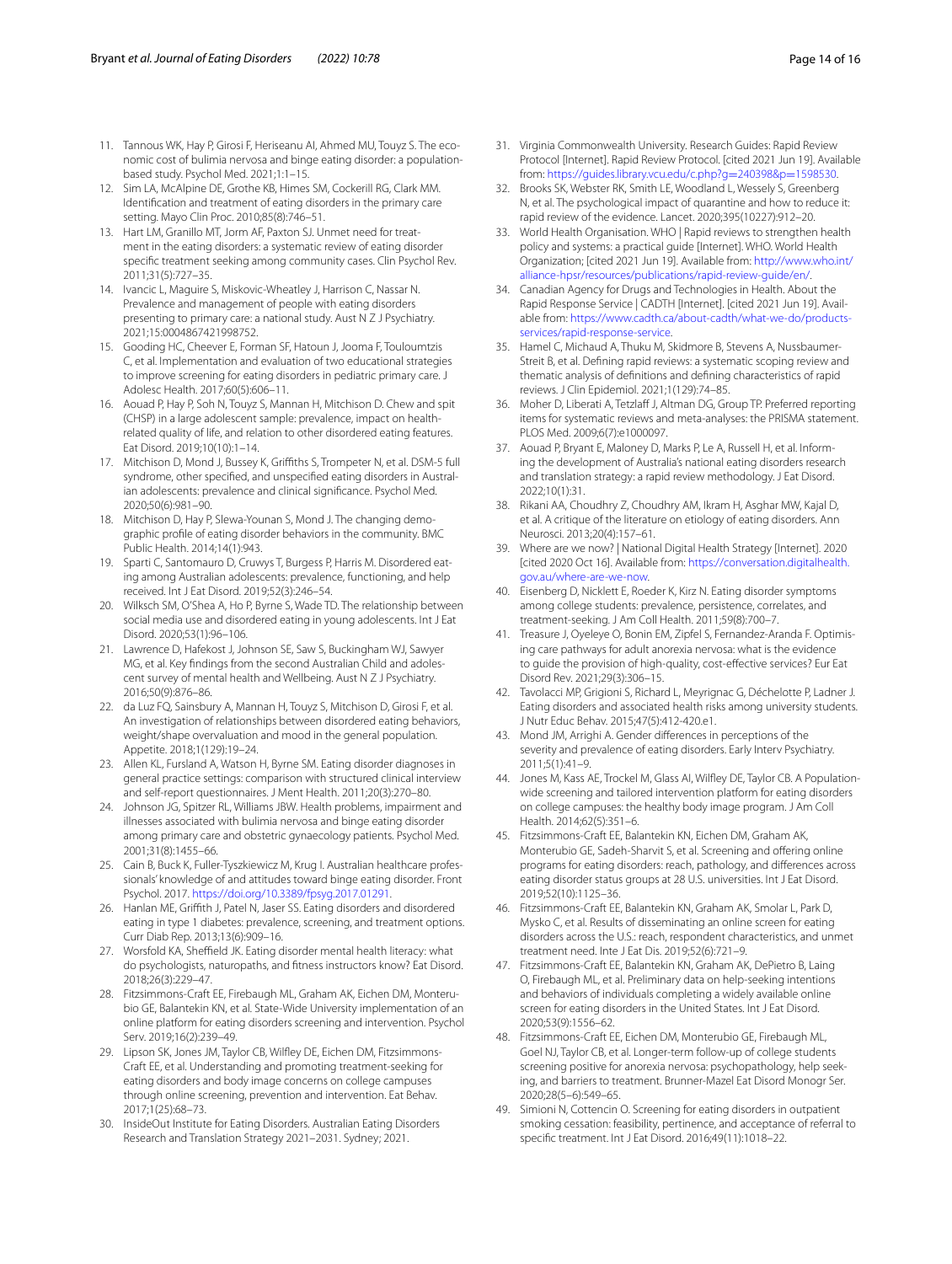11. Tannous WK, Hay P, Girosi F, Heriseanu AI, Ahmed MU, Touyz S. The economic cost of bulimia nervosa and binge eating disorder: a population-based study. Psychol Med. 2021;1:1–15.
12. Sim LA, McAlpine DE, Grothe KB, Himes SM, Cockerill RG, Clark MM. Identification and treatment of eating disorders in the primary care setting. Mayo Clin Proc. 2010;85(8):746–51.
13. Hart LM, Granillo MT, Jorm AF, Paxton SJ. Unmet need for treatment in the eating disorders: a systematic review of eating disorder specific treatment seeking among community cases. Clin Psychol Rev. 2011;31(5):727–35.
14. Ivancic L, Maguire S, Miskovic-Wheatley J, Harrison C, Nassar N. Prevalence and management of people with eating disorders presenting to primary care: a national study. Aust N Z J Psychiatry. 2021;15:0004867421998752.
15. Gooding HC, Cheever E, Forman SF, Hatoun J, Jooma F, Touloumtzis C, et al. Implementation and evaluation of two educational strategies to improve screening for eating disorders in pediatric primary care. J Adolesc Health. 2017;60(5):606–11.
16. Aouad P, Hay P, Soh N, Touyz S, Mannan H, Mitchison D. Chew and spit (CHSP) in a large adolescent sample: prevalence, impact on health-related quality of life, and relation to other disordered eating features. Eat Disord. 2019;10(10):1–14.
17. Mitchison D, Mond J, Bussey K, Griffiths S, Trompeter N, et al. DSM-5 full syndrome, other specified, and unspecified eating disorders in Australian adolescents: prevalence and clinical significance. Psychol Med. 2020;50(6):981–90.
18. Mitchison D, Hay P, Slewa-Younan S, Mond J. The changing demographic profile of eating disorder behaviors in the community. BMC Public Health. 2014;14(1):943.
19. Sparti C, Santomauro D, Cruwys T, Burgess P, Harris M. Disordered eating among Australian adolescents: prevalence, functioning, and help received. Int J Eat Disord. 2019;52(3):246–54.
20. Wilksch SM, O'Shea A, Ho P, Byrne S, Wade TD. The relationship between social media use and disordered eating in young adolescents. Int J Eat Disord. 2020;53(1):96–106.
21. Lawrence D, Hafekost J, Johnson SE, Saw S, Buckingham WJ, Sawyer MG, et al. Key findings from the second Australian Child and adolescent survey of mental health and Wellbeing. Aust N Z J Psychiatry. 2016;50(9):876–86.
22. da Luz FQ, Sainsbury A, Mannan H, Touyz S, Mitchison D, Girosi F, et al. An investigation of relationships between disordered eating behaviors, weight/shape overvaluation and mood in the general population. Appetite. 2018;1(129):19–24.
23. Allen KL, Fursland A, Watson H, Byrne SM. Eating disorder diagnoses in general practice settings: comparison with structured clinical interview and self-report questionnaires. J Ment Health. 2011;20(3):270–80.
24. Johnson JG, Spitzer RL, Williams JBW. Health problems, impairment and illnesses associated with bulimia nervosa and binge eating disorder among primary care and obstetric gynaecology patients. Psychol Med. 2001;31(8):1455–66.
25. Cain B, Buck K, Fuller-Tyszkiewicz M, Krug I. Australian healthcare professionals' knowledge of and attitudes toward binge eating disorder. Front Psychol. 2017. https://doi.org/10.3389/fpsyg.2017.01291.
26. Hanlan ME, Griffith J, Patel N, Jaser SS. Eating disorders and disordered eating in type 1 diabetes: prevalence, screening, and treatment options. Curr Diab Rep. 2013;13(6):909–16.
27. Worsfold KA, Sheffield JK. Eating disorder mental health literacy: what do psychologists, naturopaths, and fitness instructors know? Eat Disord. 2018;26(3):229–47.
28. Fitzsimmons-Craft EE, Firebaugh ML, Graham AK, Eichen DM, Monterubio GE, Balantekin KN, et al. State-Wide University implementation of an online platform for eating disorders screening and intervention. Psychol Serv. 2019;16(2):239–49.
29. Lipson SK, Jones JM, Taylor CB, Wilfley DE, Eichen DM, Fitzsimmons-Craft EE, et al. Understanding and promoting treatment-seeking for eating disorders and body image concerns on college campuses through online screening, prevention and intervention. Eat Behav. 2017;1(25):68–73.
30. InsideOut Institute for Eating Disorders. Australian Eating Disorders Research and Translation Strategy 2021–2031. Sydney; 2021.
31. Virginia Commonwealth University. Research Guides: Rapid Review Protocol [Internet]. Rapid Review Protocol. [cited 2021 Jun 19]. Available from: https://guides.library.vcu.edu/c.php?g=240398&p=1598530.
32. Brooks SK, Webster RK, Smith LE, Woodland L, Wessely S, Greenberg N, et al. The psychological impact of quarantine and how to reduce it: rapid review of the evidence. Lancet. 2020;395(10227):912–20.
33. World Health Organisation. WHO | Rapid reviews to strengthen health policy and systems: a practical guide [Internet]. WHO. World Health Organization; [cited 2021 Jun 19]. Available from: http://www.who.int/alliance-hpsr/resources/publications/rapid-review-guide/en/.
34. Canadian Agency for Drugs and Technologies in Health. About the Rapid Response Service | CADTH [Internet]. [cited 2021 Jun 19]. Available from: https://www.cadth.ca/about-cadth/what-we-do/products-services/rapid-response-service.
35. Hamel C, Michaud A, Thuku M, Skidmore B, Stevens A, Nussbaumer-Streit B, et al. Defining rapid reviews: a systematic scoping review and thematic analysis of definitions and defining characteristics of rapid reviews. J Clin Epidemiol. 2021;1(129):74–85.
36. Moher D, Liberati A, Tetzlaff J, Altman DG, Group TP. Preferred reporting items for systematic reviews and meta-analyses: the PRISMA statement. PLOS Med. 2009;6(7):e1000097.
37. Aouad P, Bryant E, Maloney D, Marks P, Le A, Russell H, et al. Informing the development of Australia's national eating disorders research and translation strategy: a rapid review methodology. J Eat Disord. 2022;10(1):31.
38. Rikani AA, Choudhry Z, Choudhry AM, Ikram H, Asghar MW, Kajal D, et al. A critique of the literature on etiology of eating disorders. Ann Neurosci. 2013;20(4):157–61.
39. Where are we now? | National Digital Health Strategy [Internet]. 2020 [cited 2020 Oct 16]. Available from: https://conversation.digitalhealth.gov.au/where-are-we-now.
40. Eisenberg D, Nicklett E, Roeder K, Kirz N. Eating disorder symptoms among college students: prevalence, persistence, correlates, and treatment-seeking. J Am Coll Health. 2011;59(8):700–7.
41. Treasure J, Oyeleye O, Bonin EM, Zipfel S, Fernandez-Aranda F. Optimising care pathways for adult anorexia nervosa: what is the evidence to guide the provision of high-quality, cost-effective services? Eur Eat Disord Rev. 2021;29(3):306–15.
42. Tavolacci MP, Grigioni S, Richard L, Meyrignac G, Déchelotte P, Ladner J. Eating disorders and associated health risks among university students. J Nutr Educ Behav. 2015;47(5):412-420.e1.
43. Mond JM, Arrighi A. Gender differences in perceptions of the severity and prevalence of eating disorders. Early Interv Psychiatry. 2011;5(1):41–9.
44. Jones M, Kass AE, Trockel M, Glass AI, Wilfley DE, Taylor CB. A Population-wide screening and tailored intervention platform for eating disorders on college campuses: the healthy body image program. J Am Coll Health. 2014;62(5):351–6.
45. Fitzsimmons-Craft EE, Balantekin KN, Eichen DM, Graham AK, Monterubio GE, Sadeh-Sharvit S, et al. Screening and offering online programs for eating disorders: reach, pathology, and differences across eating disorder status groups at 28 U.S. universities. Int J Eat Disord. 2019;52(10):1125–36.
46. Fitzsimmons-Craft EE, Balantekin KN, Graham AK, Smolar L, Park D, Mysko C, et al. Results of disseminating an online screen for eating disorders across the U.S.: reach, respondent characteristics, and unmet treatment need. Inte J Eat Dis. 2019;52(6):721–9.
47. Fitzsimmons-Craft EE, Balantekin KN, Graham AK, DePietro B, Laing O, Firebaugh ML, et al. Preliminary data on help-seeking intentions and behaviors of individuals completing a widely available online screen for eating disorders in the United States. Int J Eat Disord. 2020;53(9):1556–62.
48. Fitzsimmons-Craft EE, Eichen DM, Monterubio GE, Firebaugh ML, Goel NJ, Taylor CB, et al. Longer-term follow-up of college students screening positive for anorexia nervosa: psychopathology, help seeking, and barriers to treatment. Brunner-Mazel Eat Disord Monogr Ser. 2020;28(5–6):549–65.
49. Simioni N, Cottencin O. Screening for eating disorders in outpatient smoking cessation: feasibility, pertinence, and acceptance of referral to specific treatment. Int J Eat Disord. 2016;49(11):1018–22.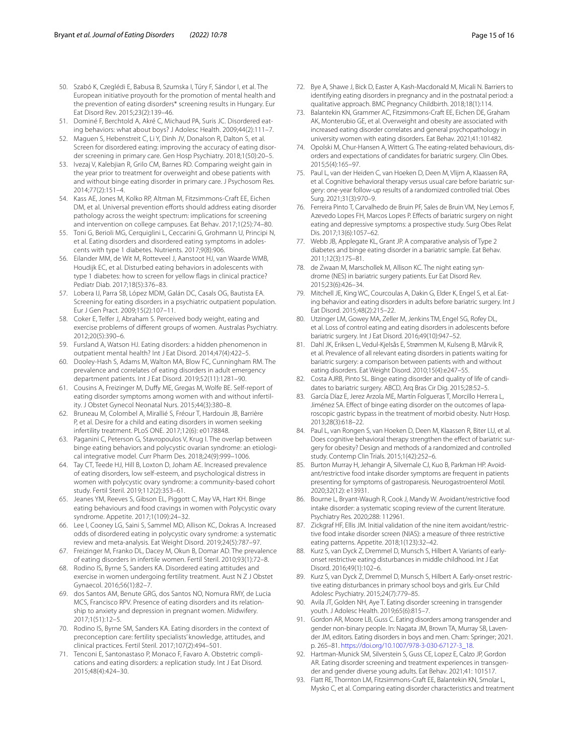50. Szabó K, Czeglédi E, Babusa B, Szumska I, Túry F, Sándor I, et al. The European initiative proyouth for the promotion of mental health and the prevention of eating disorders* screening results in Hungary. Eur Eat Disord Rev. 2015;23(2):139–46.
51. Dominé F, Berchtold A, Akré C, Michaud PA, Suris JC. Disordered eating behaviors: what about boys? J Adolesc Health. 2009;44(2):111–7.
52. Maguen S, Hebenstreit C, Li Y, Dinh JV, Donalson R, Dalton S, et al. Screen for disordered eating: improving the accuracy of eating disorder screening in primary care. Gen Hosp Psychiatry. 2018;1(50):20–5.
53. Ivezaj V, Kalebjian R, Grilo CM, Barnes RD. Comparing weight gain in the year prior to treatment for overweight and obese patients with and without binge eating disorder in primary care. J Psychosom Res. 2014;77(2):151–4.
54. Kass AE, Jones M, Kolko RP, Altman M, Fitzsimmons-Craft EE, Eichen DM, et al. Universal prevention efforts should address eating disorder pathology across the weight spectrum: implications for screening and intervention on college campuses. Eat Behav. 2017;1(25):74–80.
55. Toni G, Berioli MG, Cerquiglini L, Ceccarini G, Grohmann U, Principi N, et al. Eating disorders and disordered eating symptoms in adolescents with type 1 diabetes. Nutrients. 2017;9(8):906.
56. Eilander MM, de Wit M, Rotteveel J, Aanstoot HJ, van Waarde WMB, Houdijk EC, et al. Disturbed eating behaviors in adolescents with type 1 diabetes: how to screen for yellow flags in clinical practice? Pediatr Diab. 2017;18(5):376–83.
57. Lobera IJ, Parra SB, López MDM, Galán DC, Casals OG, Bautista EA. Screening for eating disorders in a psychiatric outpatient population. Eur J Gen Pract. 2009;15(2):107–11.
58. Coker E, Telfer J, Abraham S. Perceived body weight, eating and exercise problems of different groups of women. Australas Psychiatry. 2012;20(5):390–6.
59. Fursland A, Watson HJ. Eating disorders: a hidden phenomenon in outpatient mental health? Int J Eat Disord. 2014;47(4):422–5.
60. Dooley-Hash S, Adams M, Walton MA, Blow FC, Cunningham RM. The prevalence and correlates of eating disorders in adult emergency department patients. Int J Eat Disord. 2019;52(11):1281–90.
61. Cousins A, Freizinger M, Duffy ME, Gregas M, Wolfe BE. Self-report of eating disorder symptoms among women with and without infertility. J Obstet Gynecol Neonatal Nurs. 2015;44(3):380–8.
62. Bruneau M, Colombel A, Mirallié S, Fréour T, Hardouin JB, Barrière P, et al. Desire for a child and eating disorders in women seeking infertility treatment. PLoS ONE. 2017;12(6): e0178848.
63. Paganini C, Peterson G, Stavropoulos V, Krug I. The overlap between binge eating behaviors and polycystic ovarian syndrome: an etiological integrative model. Curr Pharm Des. 2018;24(9):999–1006.
64. Tay CT, Teede HJ, Hill B, Loxton D, Joham AE. Increased prevalence of eating disorders, low self-esteem, and psychological distress in women with polycystic ovary syndrome: a community-based cohort study. Fertil Steril. 2019;112(2):353–61.
65. Jeanes YM, Reeves S, Gibson EL, Piggott C, May VA, Hart KH. Binge eating behaviours and food cravings in women with Polycystic ovary syndrome. Appetite. 2017;1(109):24–32.
66. Lee I, Cooney LG, Saini S, Sammel MD, Allison KC, Dokras A. Increased odds of disordered eating in polycystic ovary syndrome: a systematic review and meta-analysis. Eat Weight Disord. 2019;24(5):787–97.
67. Freizinger M, Franko DL, Dacey M, Okun B, Domar AD. The prevalence of eating disorders in infertile women. Fertil Steril. 2010;93(1):72–8.
68. Rodino IS, Byrne S, Sanders KA. Disordered eating attitudes and exercise in women undergoing fertility treatment. Aust N Z J Obstet Gynaecol. 2016;56(1):82–7.
69. dos Santos AM, Benute GRG, dos Santos NO, Nomura RMY, de Lucia MCS, Francisco RPV. Presence of eating disorders and its relationship to anxiety and depression in pregnant women. Midwifery. 2017;1(51):12–5.
70. Rodino IS, Byrne SM, Sanders KA. Eating disorders in the context of preconception care: fertility specialists' knowledge, attitudes, and clinical practices. Fertil Steril. 2017;107(2):494–501.
71. Tenconi E, Santonastaso P, Monaco F, Favaro A. Obstetric complications and eating disorders: a replication study. Int J Eat Disord. 2015;48(4):424–30.
72. Bye A, Shawe J, Bick D, Easter A, Kash-Macdonald M, Micali N. Barriers to identifying eating disorders in pregnancy and in the postnatal period: a qualitative approach. BMC Pregnancy Childbirth. 2018;18(1):114.
73. Balantekin KN, Grammer AC, Fitzsimmons-Craft EE, Eichen DE, Graham AK, Monterubio GE, et al. Overweight and obesity are associated with increased eating disorder correlates and general psychopathology in university women with eating disorders. Eat Behav. 2021;41:101482.
74. Opolski M, Chur-Hansen A, Wittert G. The eating-related behaviours, disorders and expectations of candidates for bariatric surgery. Clin Obes. 2015;5(4):165–97.
75. Paul L, van der Heiden C, van Hoeken D, Deen M, Vlijm A, Klaassen RA, et al. Cognitive behavioral therapy versus usual care before bariatric surgery: one-year follow-up results of a randomized controlled trial. Obes Surg. 2021;31(3):970–9.
76. Ferreira Pinto T, Carvalhedo de Bruin PF, Sales de Bruin VM, Ney Lemos F, Azevedo Lopes FH, Marcos Lopes P. Effects of bariatric surgery on night eating and depressive symptoms: a prospective study. Surg Obes Relat Dis. 2017;13(6):1057–62.
77. Webb JB, Applegate KL, Grant JP. A comparative analysis of Type 2 diabetes and binge eating disorder in a bariatric sample. Eat Behav. 2011;12(3):175–81.
78. de Zwaan M, Marschollek M, Allison KC. The night eating syndrome (NES) in bariatric surgery patients. Eur Eat Disord Rev. 2015;23(6):426–34.
79. Mitchell JE, King WC, Courcoulas A, Dakin G, Elder K, Engel S, et al. Eating behavior and eating disorders in adults before bariatric surgery. Int J Eat Disord. 2015;48(2):215–22.
80. Utzinger LM, Gowey MA, Zeller M, Jenkins TM, Engel SG, Rofey DL, et al. Loss of control eating and eating disorders in adolescents before bariatric surgery. Int J Eat Disord. 2016;49(10):947–52.
81. Dahl JK, Eriksen L, Vedul-Kjelsås E, Strømmen M, Kulseng B, Mårvik R, et al. Prevalence of all relevant eating disorders in patients waiting for bariatric surgery: a comparison between patients with and without eating disorders. Eat Weight Disord. 2010;15(4):e247–55.
82. Costa AJRB, Pinto SL. Binge eating disorder and quality of life of candidates to bariatric surgery. ABCD, Arq Bras Cir Dig. 2015;28:52–5.
83. García Díaz E, Jerez Arzola ME, Martín Folgueras T, Morcillo Herrera L, Jiménez SA. Effect of binge eating disorder on the outcomes of laparoscopic gastric bypass in the treatment of morbid obesity. Nutr Hosp. 2013;28(3):618–22.
84. Paul L, van Rongen S, van Hoeken D, Deen M, Klaassen R, Biter LU, et al. Does cognitive behavioral therapy strengthen the effect of bariatric surgery for obesity? Design and methods of a randomized and controlled study. Contemp Clin Trials. 2015;1(42):252–6.
85. Burton Murray H, Jehangir A, Silvernale CJ, Kuo B, Parkman HP. Avoidant/restrictive food intake disorder symptoms are frequent in patients presenting for symptoms of gastroparesis. Neurogastroenterol Motil. 2020;32(12): e13931.
86. Bourne L, Bryant-Waugh R, Cook J, Mandy W. Avoidant/restrictive food intake disorder: a systematic scoping review of the current literature. Psychiatry Res. 2020;288: 112961.
87. Zickgraf HF, Ellis JM. Initial validation of the nine item avoidant/restrictive food intake disorder screen (NIAS): a measure of three restrictive eating patterns. Appetite. 2018;1(123):32–42.
88. Kurz S, van Dyck Z, Dremmel D, Munsch S, Hilbert A. Variants of early-onset restrictive eating disturbances in middle childhood. Int J Eat Disord. 2016;49(1):102–6.
89. Kurz S, van Dyck Z, Dremmel D, Munsch S, Hilbert A. Early-onset restrictive eating disturbances in primary school boys and girls. Eur Child Adolesc Psychiatry. 2015;24(7):779–85.
90. Avila JT, Golden NH, Aye T. Eating disorder screening in transgender youth. J Adolesc Health. 2019;65(6):815–7.
91. Gordon AR, Moore LB, Guss C. Eating disorders among transgender and gender non-binary people. In: Nagata JM, Brown TA, Murray SB, Lavender JM, editors. Eating disorders in boys and men. Cham: Springer; 2021. p. 265–81. https://doi.org/10.1007/978-3-030-67127-3_18.
92. Hartman-Munick SM, Silverstein S, Guss CE, Lopez E, Calzo JP, Gordon AR. Eating disorder screening and treatment experiences in transgender and gender diverse young adults. Eat Behav. 2021;41: 101517.
93. Flatt RE, Thornton LM, Fitzsimmons-Craft EE, Balantekin KN, Smolar L, Mysko C, et al. Comparing eating disorder characteristics and treatment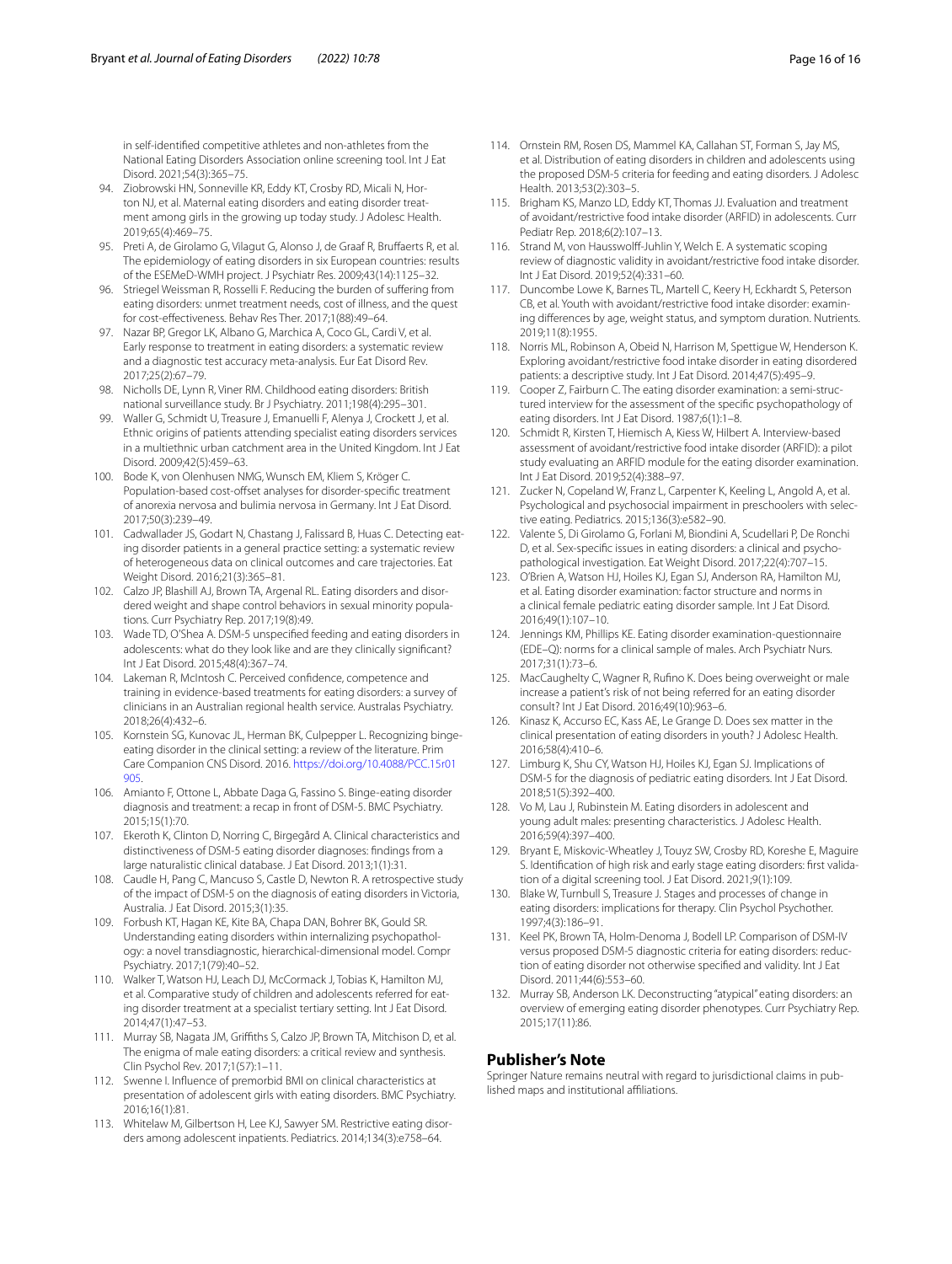in self-identified competitive athletes and non-athletes from the National Eating Disorders Association online screening tool. Int J Eat Disord. 2021;54(3):365–75.

94. Ziobrowski HN, Sonneville KR, Eddy KT, Crosby RD, Micali N, Horton NJ, et al. Maternal eating disorders and eating disorder treatment among girls in the growing up today study. J Adolesc Health. 2019;65(4):469–75.
95. Preti A, de Girolamo G, Vilagut G, Alonso J, de Graaf R, Bruffaerts R, et al. The epidemiology of eating disorders in six European countries: results of the ESEMeD-WMH project. J Psychiatr Res. 2009;43(14):1125–32.
96. Striegel Weissman R, Rosselli F. Reducing the burden of suffering from eating disorders: unmet treatment needs, cost of illness, and the quest for cost-effectiveness. Behav Res Ther. 2017;1(88):49–64.
97. Nazar BP, Gregor LK, Albano G, Marchica A, Coco GL, Cardi V, et al. Early response to treatment in eating disorders: a systematic review and a diagnostic test accuracy meta-analysis. Eur Eat Disord Rev. 2017;25(2):67–79.
98. Nicholls DE, Lynn R, Viner RM. Childhood eating disorders: British national surveillance study. Br J Psychiatry. 2011;198(4):295–301.
99. Waller G, Schmidt U, Treasure J, Emanuelli F, Alenya J, Crockett J, et al. Ethnic origins of patients attending specialist eating disorders services in a multiethnic urban catchment area in the United Kingdom. Int J Eat Disord. 2009;42(5):459–63.
100. Bode K, von Olenhusen NMG, Wunsch EM, Kliem S, Kröger C. Population-based cost-offset analyses for disorder-specific treatment of anorexia nervosa and bulimia nervosa in Germany. Int J Eat Disord. 2017;50(3):239–49.
101. Cadwallader JS, Godart N, Chastang J, Falissard B, Huas C. Detecting eating disorder patients in a general practice setting: a systematic review of heterogeneous data on clinical outcomes and care trajectories. Eat Weight Disord. 2016;21(3):365–81.
102. Calzo JP, Blashill AJ, Brown TA, Argenal RL. Eating disorders and disordered weight and shape control behaviors in sexual minority populations. Curr Psychiatry Rep. 2017;19(8):49.
103. Wade TD, O'Shea A. DSM-5 unspecified feeding and eating disorders in adolescents: what do they look like and are they clinically significant? Int J Eat Disord. 2015;48(4):367–74.
104. Lakeman R, McIntosh C. Perceived confidence, competence and training in evidence-based treatments for eating disorders: a survey of clinicians in an Australian regional health service. Australas Psychiatry. 2018;26(4):432–6.
105. Kornstein SG, Kunovac JL, Herman BK, Culpepper L. Recognizing binge-eating disorder in the clinical setting: a review of the literature. Prim Care Companion CNS Disord. 2016. https://doi.org/10.4088/PCC.15r01905.
106. Amianto F, Ottone L, Abbate Daga G, Fassino S. Binge-eating disorder diagnosis and treatment: a recap in front of DSM-5. BMC Psychiatry. 2015;15(1):70.
107. Ekeroth K, Clinton D, Norring C, Birgegård A. Clinical characteristics and distinctiveness of DSM-5 eating disorder diagnoses: findings from a large naturalistic clinical database. J Eat Disord. 2013;1(1):31.
108. Caudle H, Pang C, Mancuso S, Castle D, Newton R. A retrospective study of the impact of DSM-5 on the diagnosis of eating disorders in Victoria, Australia. J Eat Disord. 2015;3(1):35.
109. Forbush KT, Hagan KE, Kite BA, Chapa DAN, Bohrer BK, Gould SR. Understanding eating disorders within internalizing psychopathology: a novel transdiagnostic, hierarchical-dimensional model. Compr Psychiatry. 2017;1(79):40–52.
110. Walker T, Watson HJ, Leach DJ, McCormack J, Tobias K, Hamilton MJ, et al. Comparative study of children and adolescents referred for eating disorder treatment at a specialist tertiary setting. Int J Eat Disord. 2014;47(1):47–53.
111. Murray SB, Nagata JM, Griffiths S, Calzo JP, Brown TA, Mitchison D, et al. The enigma of male eating disorders: a critical review and synthesis. Clin Psychol Rev. 2017;1(57):1–11.
112. Swenne I. Influence of premorbid BMI on clinical characteristics at presentation of adolescent girls with eating disorders. BMC Psychiatry. 2016;16(1):81.
113. Whitelaw M, Gilbertson H, Lee KJ, Sawyer SM. Restrictive eating disorders among adolescent inpatients. Pediatrics. 2014;134(3):e758–64.
114. Ornstein RM, Rosen DS, Mammel KA, Callahan ST, Forman S, Jay MS, et al. Distribution of eating disorders in children and adolescents using the proposed DSM-5 criteria for feeding and eating disorders. J Adolesc Health. 2013;53(2):303–5.
115. Brigham KS, Manzo LD, Eddy KT, Thomas JJ. Evaluation and treatment of avoidant/restrictive food intake disorder (ARFID) in adolescents. Curr Pediatr Rep. 2018;6(2):107–13.
116. Strand M, von Hausswolff-Juhlin Y, Welch E. A systematic scoping review of diagnostic validity in avoidant/restrictive food intake disorder. Int J Eat Disord. 2019;52(4):331–60.
117. Duncombe Lowe K, Barnes TL, Martell C, Keery H, Eckhardt S, Peterson CB, et al. Youth with avoidant/restrictive food intake disorder: examining differences by age, weight status, and symptom duration. Nutrients. 2019;11(8):1955.
118. Norris ML, Robinson A, Obeid N, Harrison M, Spettigue W, Henderson K. Exploring avoidant/restrictive food intake disorder in eating disordered patients: a descriptive study. Int J Eat Disord. 2014;47(5):495–9.
119. Cooper Z, Fairburn C. The eating disorder examination: a semi-structured interview for the assessment of the specific psychopathology of eating disorders. Int J Eat Disord. 1987;6(1):1–8.
120. Schmidt R, Kirsten T, Hiemisch A, Kiess W, Hilbert A. Interview-based assessment of avoidant/restrictive food intake disorder (ARFID): a pilot study evaluating an ARFID module for the eating disorder examination. Int J Eat Disord. 2019;52(4):388–97.
121. Zucker N, Copeland W, Franz L, Carpenter K, Keeling L, Angold A, et al. Psychological and psychosocial impairment in preschoolers with selective eating. Pediatrics. 2015;136(3):e582–90.
122. Valente S, Di Girolamo G, Forlani M, Biondini A, Scudellari P, De Ronchi D, et al. Sex-specific issues in eating disorders: a clinical and psychopathological investigation. Eat Weight Disord. 2017;22(4):707–15.
123. O'Brien A, Watson HJ, Hoiles KJ, Egan SJ, Anderson RA, Hamilton MJ, et al. Eating disorder examination: factor structure and norms in a clinical female pediatric eating disorder sample. Int J Eat Disord. 2016;49(1):107–10.
124. Jennings KM, Phillips KE. Eating disorder examination-questionnaire (EDE–Q): norms for a clinical sample of males. Arch Psychiatr Nurs. 2017;31(1):73–6.
125. MacCaughelty C, Wagner R, Rufino K. Does being overweight or male increase a patient's risk of not being referred for an eating disorder consult? Int J Eat Disord. 2016;49(10):963–6.
126. Kinasz K, Accurso EC, Kass AE, Le Grange D. Does sex matter in the clinical presentation of eating disorders in youth? J Adolesc Health. 2016;58(4):410–6.
127. Limburg K, Shu CY, Watson HJ, Hoiles KJ, Egan SJ. Implications of DSM-5 for the diagnosis of pediatric eating disorders. Int J Eat Disord. 2018;51(5):392–400.
128. Vo M, Lau J, Rubinstein M. Eating disorders in adolescent and young adult males: presenting characteristics. J Adolesc Health. 2016;59(4):397–400.
129. Bryant E, Miskovic-Wheatley J, Touyz SW, Crosby RD, Koreshe E, Maguire S. Identification of high risk and early stage eating disorders: first validation of a digital screening tool. J Eat Disord. 2021;9(1):109.
130. Blake W, Turnbull S, Treasure J. Stages and processes of change in eating disorders: implications for therapy. Clin Psychol Psychother. 1997;4(3):186–91.
131. Keel PK, Brown TA, Holm-Denoma J, Bodell LP. Comparison of DSM-IV versus proposed DSM-5 diagnostic criteria for eating disorders: reduction of eating disorder not otherwise specified and validity. Int J Eat Disord. 2011;44(6):553–60.
132. Murray SB, Anderson LK. Deconstructing "atypical" eating disorders: an overview of emerging eating disorder phenotypes. Curr Psychiatry Rep. 2015;17(11):86.

## Publisher's Note

Springer Nature remains neutral with regard to jurisdictional claims in published maps and institutional affiliations.